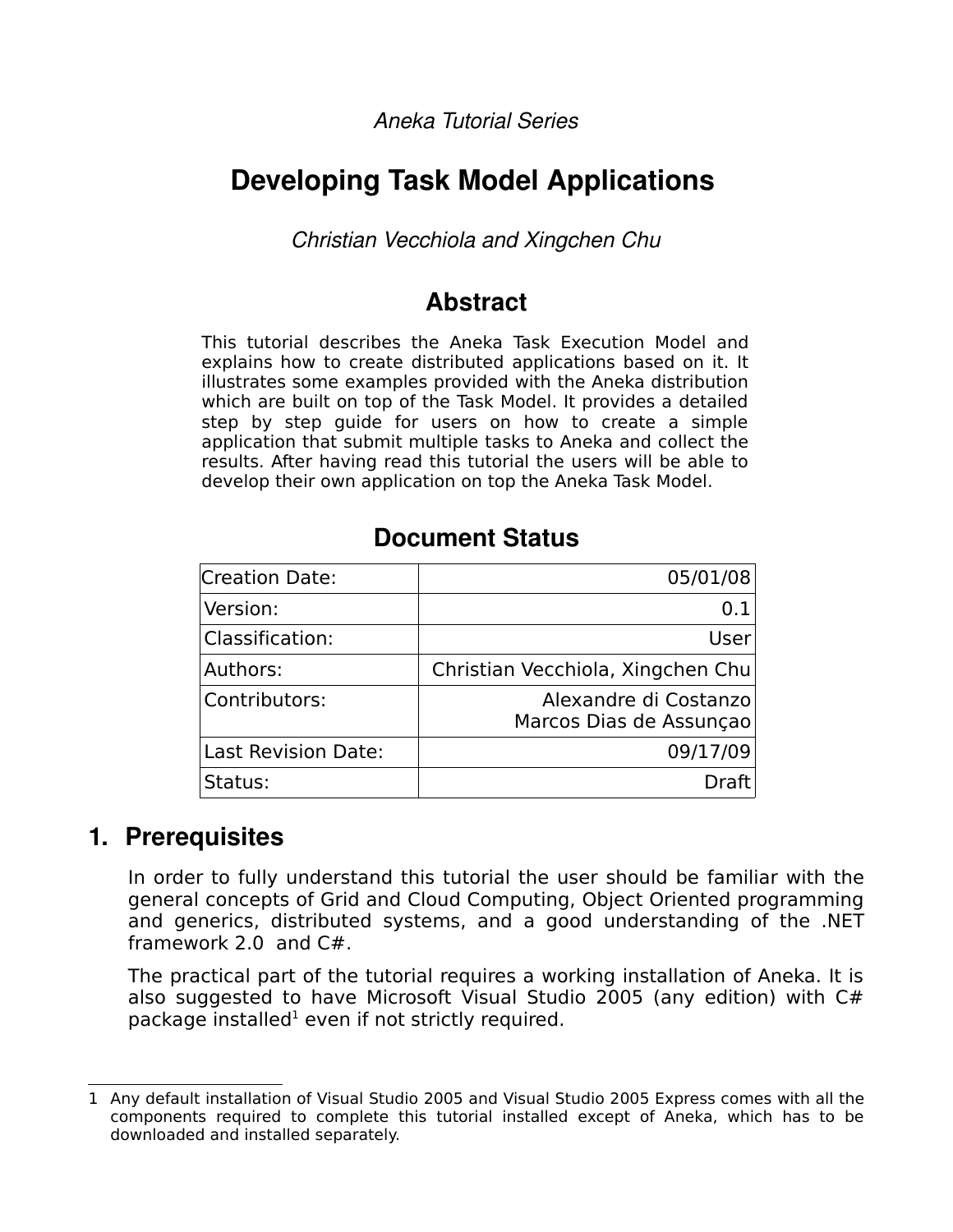*Aneka Tutorial Series*

# Developing Task Model Applications

*Christian Vecchiola and Xingchen Chu*

## Abstract

This tutorial describes the Aneka Task Execution Model and explains how to create distributed applications based on it. It illustrates some examples provided with the Aneka distribution which are built on top of the Task Model. It provides a detailed step by step guide for users on how to create a simple application that submit multiple tasks to Aneka and collect the results. After having read this tutorial the users will be able to develop their own application on top the Aneka Task Model.

## Document Status

| | |
|---|---|
| Creation Date: | 05/01/08 |
| Version: | 0.1 |
| Classification: | User |
| Authors: | Christian Vecchiola, Xingchen Chu |
| Contributors: | Alexandre di Costanzo<br>Marcos Dias de Assunçao |
| Last Revision Date: | 09/17/09 |
| Status: | Draft |

## 1. Prerequisites

In order to fully understand this tutorial the user should be familiar with the general concepts of Grid and Cloud Computing, Object Oriented programming and generics, distributed systems, and a good understanding of the .NET framework 2.0 and C#.

The practical part of the tutorial requires a working installation of Aneka. It is also suggested to have Microsoft Visual Studio 2005 (any edition) with C# package installed[1] even if not strictly required.

---

1 Any default installation of Visual Studio 2005 and Visual Studio 2005 Express comes with all the components required to complete this tutorial installed except of Aneka, which has to be downloaded and installed separately.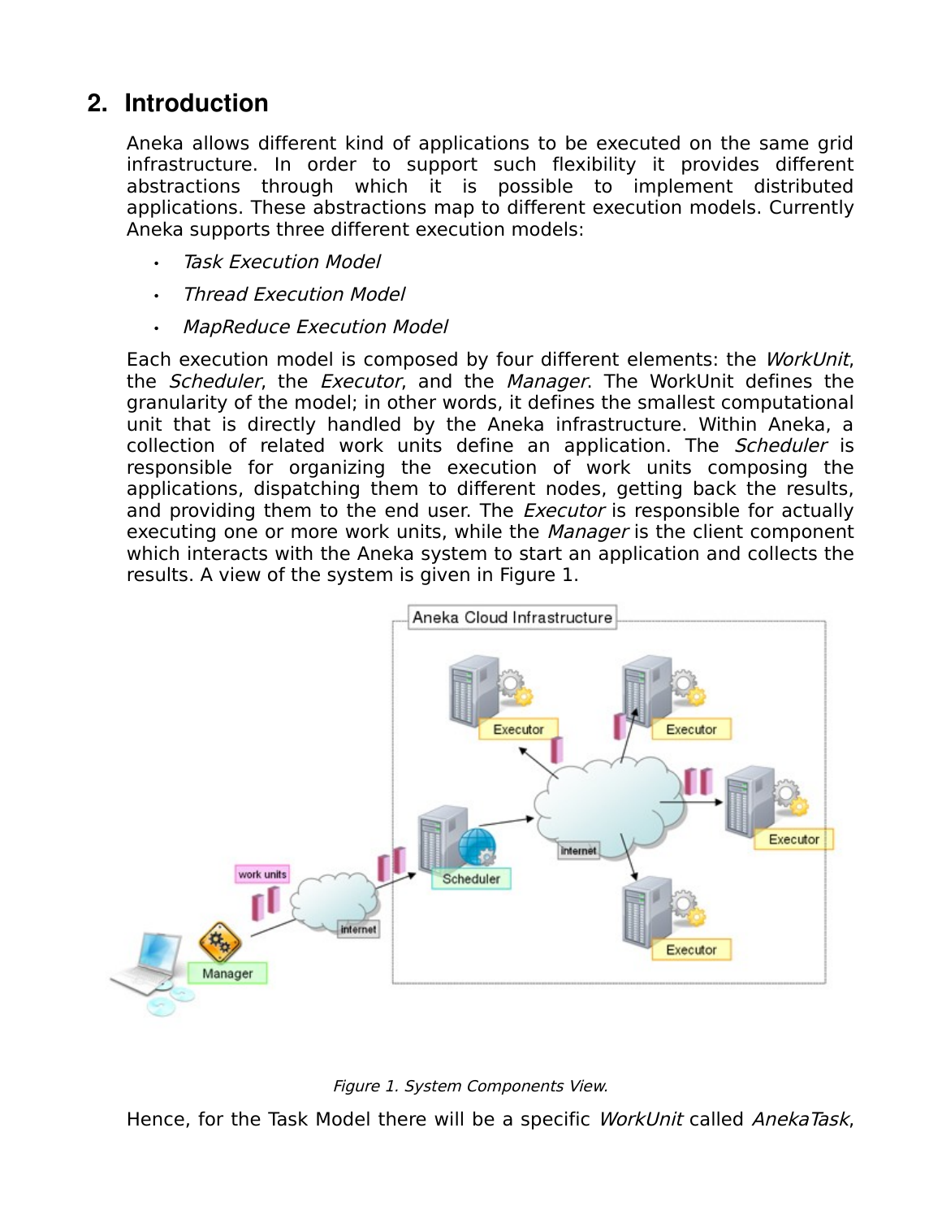## 2. Introduction

Aneka allows different kind of applications to be executed on the same grid infrastructure. In order to support such flexibility it provides different abstractions through which it is possible to implement distributed applications. These abstractions map to different execution models. Currently Aneka supports three different execution models:

- *Task Execution Model*
- *Thread Execution Model*
- *MapReduce Execution Model*

Each execution model is composed by four different elements: the *WorkUnit*, the *Scheduler*, the *Executor*, and the *Manager*. The WorkUnit defines the granularity of the model; in other words, it defines the smallest computational unit that is directly handled by the Aneka infrastructure. Within Aneka, a collection of related work units define an application. The *Scheduler* is responsible for organizing the execution of work units composing the applications, dispatching them to different nodes, getting back the results, and providing them to the end user. The *Executor* is responsible for actually executing one or more work units, while the *Manager* is the client component which interacts with the Aneka system to start an application and collects the results. A view of the system is given in Figure 1.

*Figure 1. System Components View.*

Hence, for the Task Model there will be a specific *WorkUnit* called *AnekaTask*,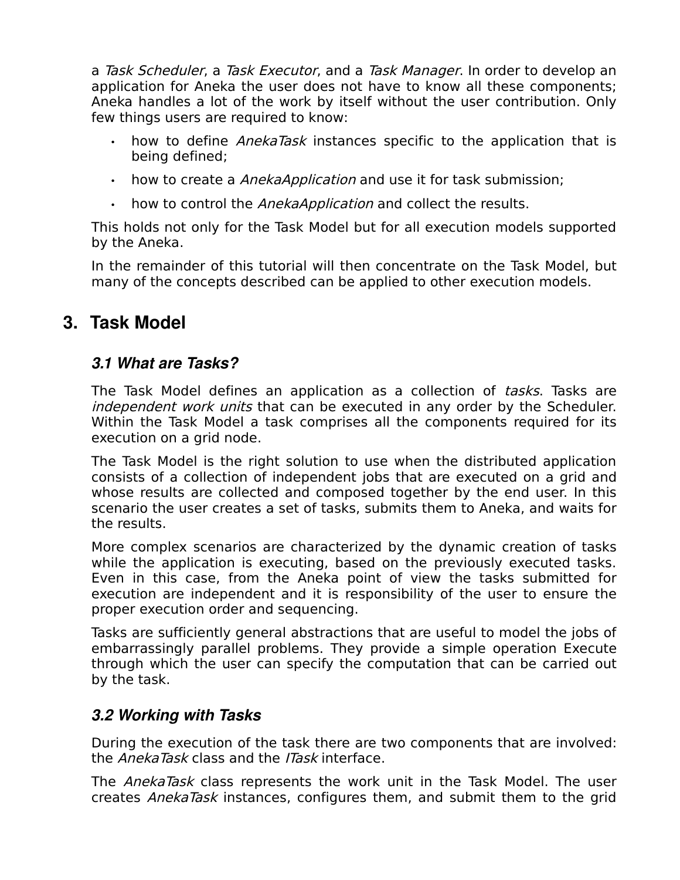a *Task Scheduler*, a *Task Executor*, and a *Task Manager*. In order to develop an application for Aneka the user does not have to know all these components; Aneka handles a lot of the work by itself without the user contribution. Only few things users are required to know:

- how to define *AnekaTask* instances specific to the application that is being defined;
- how to create a *AnekaApplication* and use it for task submission;
- how to control the *AnekaApplication* and collect the results.

This holds not only for the Task Model but for all execution models supported by the Aneka.

In the remainder of this tutorial will then concentrate on the Task Model, but many of the concepts described can be applied to other execution models.

## 3. Task Model

### *3.1 What are Tasks?*

The Task Model defines an application as a collection of *tasks*. Tasks are *independent work units* that can be executed in any order by the Scheduler. Within the Task Model a task comprises all the components required for its execution on a grid node.

The Task Model is the right solution to use when the distributed application consists of a collection of independent jobs that are executed on a grid and whose results are collected and composed together by the end user. In this scenario the user creates a set of tasks, submits them to Aneka, and waits for the results.

More complex scenarios are characterized by the dynamic creation of tasks while the application is executing, based on the previously executed tasks. Even in this case, from the Aneka point of view the tasks submitted for execution are independent and it is responsibility of the user to ensure the proper execution order and sequencing.

Tasks are sufficiently general abstractions that are useful to model the jobs of embarrassingly parallel problems. They provide a simple operation Execute through which the user can specify the computation that can be carried out by the task.

### *3.2 Working with Tasks*

During the execution of the task there are two components that are involved: the *AnekaTask* class and the *ITask* interface.

The *AnekaTask* class represents the work unit in the Task Model. The user creates *AnekaTask* instances, configures them, and submit them to the grid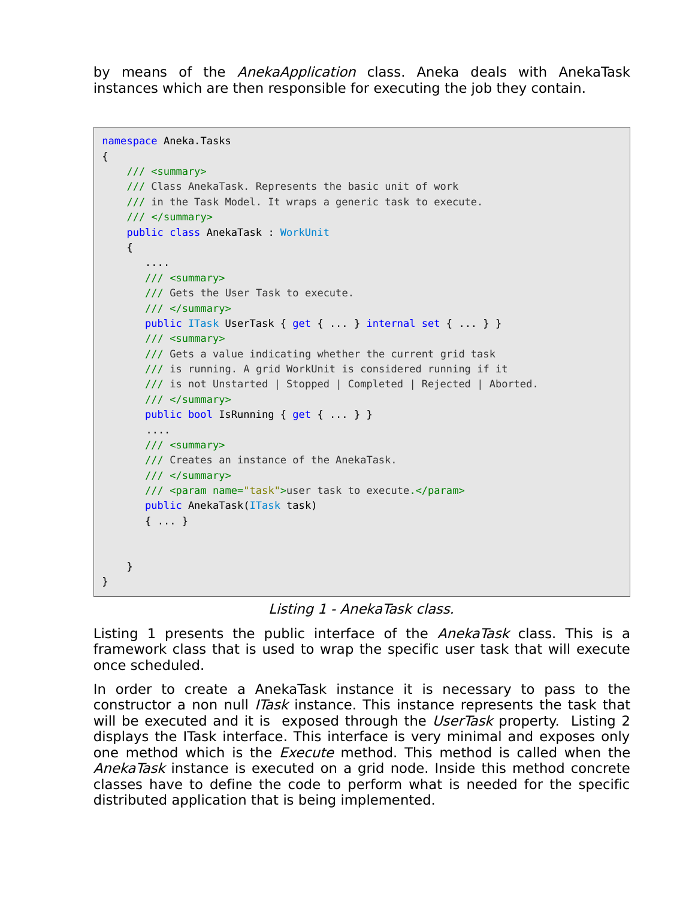by means of the *AnekaApplication* class. Aneka deals with AnekaTask instances which are then responsible for executing the job they contain.

```
namespace Aneka.Tasks
{
    /// <summary>
    /// Class AnekaTask. Represents the basic unit of work
    /// in the Task Model. It wraps a generic task to execute.
    /// </summary>
    public class AnekaTask : WorkUnit
    {
       ....
       /// <summary>
       /// Gets the User Task to execute.
       /// </summary>
       public ITask UserTask { get { ... } internal set { ... } }
       /// <summary>
       /// Gets a value indicating whether the current grid task
       /// is running. A grid WorkUnit is considered running if it
       /// is not Unstarted | Stopped | Completed | Rejected | Aborted.
       /// </summary>
       public bool IsRunning { get { ... } }
       ....
       /// <summary>
       /// Creates an instance of the AnekaTask.
       /// </summary>
       /// <param name="task">user task to execute.</param>
       public AnekaTask(ITask task)
       { ... }


    }
}
```

*Listing 1 - AnekaTask class.*

Listing 1 presents the public interface of the *AnekaTask* class. This is a framework class that is used to wrap the specific user task that will execute once scheduled.

In order to create a AnekaTask instance it is necessary to pass to the constructor a non null *ITask* instance. This instance represents the task that will be executed and it is exposed through the *UserTask* property. Listing 2 displays the ITask interface. This interface is very minimal and exposes only one method which is the *Execute* method. This method is called when the *AnekaTask* instance is executed on a grid node. Inside this method concrete classes have to define the code to perform what is needed for the specific distributed application that is being implemented.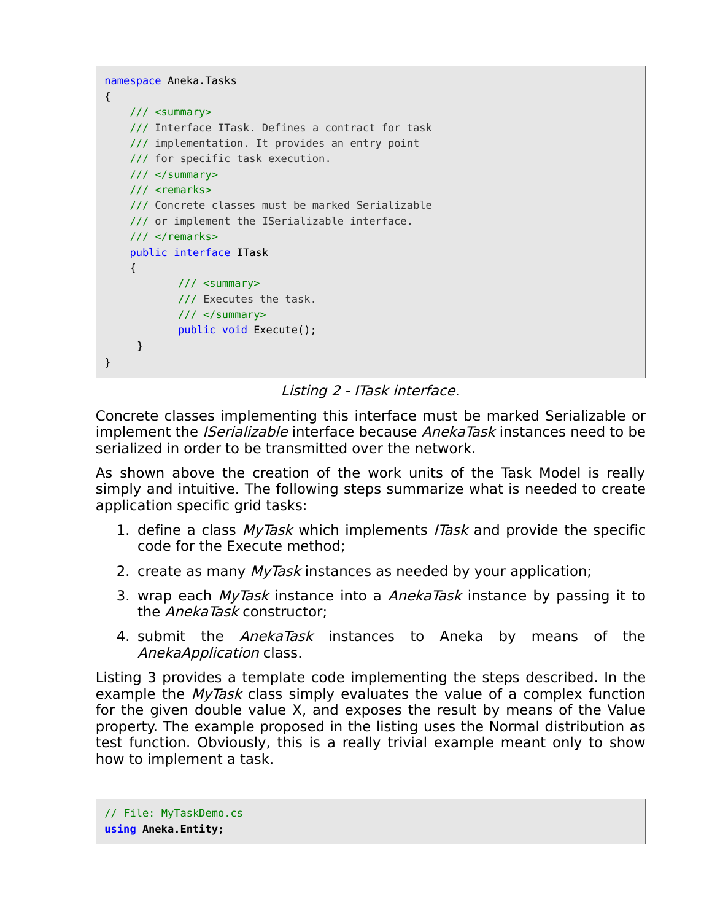```
namespace Aneka.Tasks
{
    /// <summary>
    /// Interface ITask. Defines a contract for task
    /// implementation. It provides an entry point
    /// for specific task execution.
    /// </summary>
    /// <remarks>
    /// Concrete classes must be marked Serializable
    /// or implement the ISerializable interface.
    /// </remarks>
    public interface ITask
    {
            /// <summary>
            /// Executes the task.
            /// </summary>
            public void Execute();
     }
}
```

*Listing 2 - ITask interface.*

Concrete classes implementing this interface must be marked Serializable or implement the *ISerializable* interface because *AnekaTask* instances need to be serialized in order to be transmitted over the network.

As shown above the creation of the work units of the Task Model is really simply and intuitive. The following steps summarize what is needed to create application specific grid tasks:

1. define a class *MyTask* which implements *ITask* and provide the specific code for the Execute method;
2. create as many *MyTask* instances as needed by your application;
3. wrap each *MyTask* instance into a *AnekaTask* instance by passing it to the *AnekaTask* constructor;
4. submit the *AnekaTask* instances to Aneka by means of the *AnekaApplication* class.

Listing 3 provides a template code implementing the steps described. In the example the *MyTask* class simply evaluates the value of a complex function for the given double value X, and exposes the result by means of the Value property. The example proposed in the listing uses the Normal distribution as test function. Obviously, this is a really trivial example meant only to show how to implement a task.

```
// File: MyTaskDemo.cs
using Aneka.Entity;
```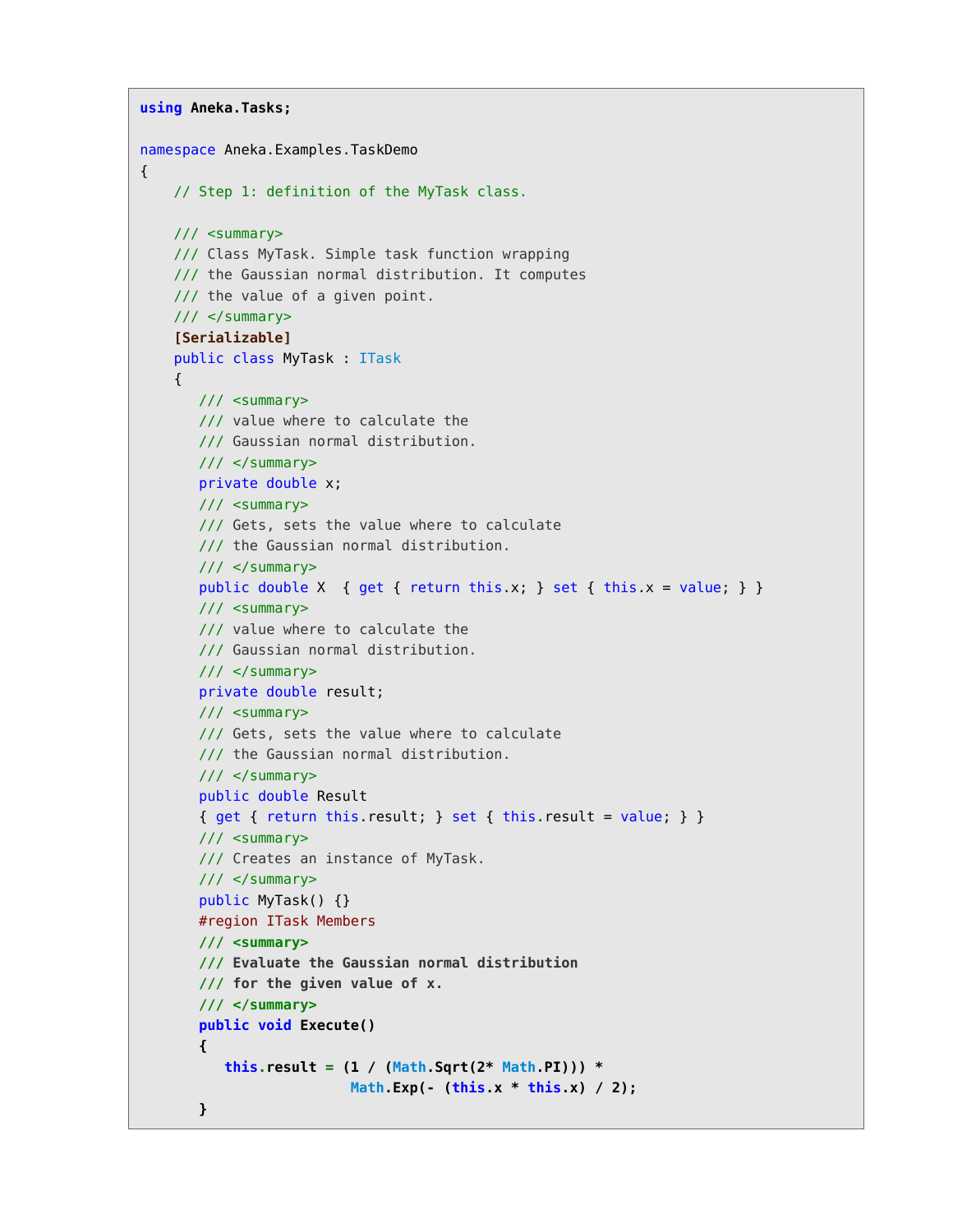```
using Aneka.Tasks;

namespace Aneka.Examples.TaskDemo
{
    // Step 1: definition of the MyTask class.

    /// <summary>
    /// Class MyTask. Simple task function wrapping
    /// the Gaussian normal distribution. It computes
    /// the value of a given point.
    /// </summary>
    [Serializable]
    public class MyTask : ITask
    {
       /// <summary>
       /// value where to calculate the
       /// Gaussian normal distribution.
       /// </summary>
       private double x;
       /// <summary>
       /// Gets, sets the value where to calculate
       /// the Gaussian normal distribution.
       /// </summary>
       public double X  { get { return this.x; } set { this.x = value; } }
       /// <summary>
       /// value where to calculate the
       /// Gaussian normal distribution.
       /// </summary>
       private double result;
       /// <summary>
       /// Gets, sets the value where to calculate
       /// the Gaussian normal distribution.
       /// </summary>
       public double Result
       { get { return this.result; } set { this.result = value; } }
       /// <summary>
       /// Creates an instance of MyTask.
       /// </summary>
       public MyTask() {}
       #region ITask Members
       /// <summary>
       /// Evaluate the Gaussian normal distribution
       /// for the given value of x.
       /// </summary>
       public void Execute()
       {
          this.result = (1 / (Math.Sqrt(2* Math.PI))) *
                         Math.Exp(- (this.x * this.x) / 2);
       }
```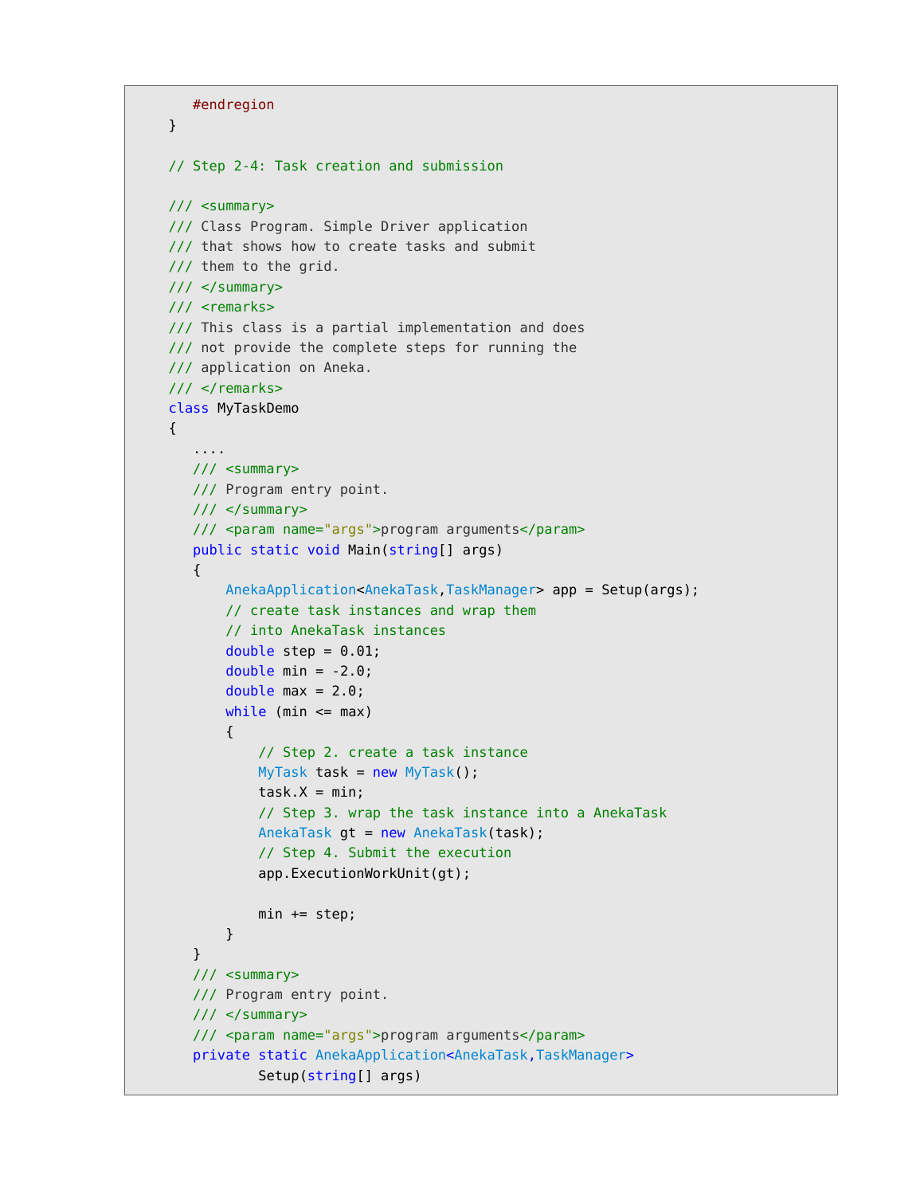```
        #endregion
    }

    // Step 2-4: Task creation and submission

    /// <summary>
    /// Class Program. Simple Driver application
    /// that shows how to create tasks and submit
    /// them to the grid.
    /// </summary>
    /// <remarks>
    /// This class is a partial implementation and does
    /// not provide the complete steps for running the
    /// application on Aneka.
    /// </remarks>
    class MyTaskDemo
    {
        ....
        /// <summary>
        /// Program entry point.
        /// </summary>
        /// <param name="args">program arguments</param>
        public static void Main(string[] args)
        {
            AnekaApplication<AnekaTask,TaskManager> app = Setup(args);
            // create task instances and wrap them
            // into AnekaTask instances
            double step = 0.01;
            double min = -2.0;
            double max = 2.0;
            while (min <= max)
            {
                // Step 2. create a task instance
                MyTask task = new MyTask();
                task.X = min;
                // Step 3. wrap the task instance into a AnekaTask
                AnekaTask gt = new AnekaTask(task);
                // Step 4. Submit the execution
                app.ExecutionWorkUnit(gt);

                min += step;
            }
        }
        /// <summary>
        /// Program entry point.
        /// </summary>
        /// <param name="args">program arguments</param>
        private static AnekaApplication<AnekaTask,TaskManager>
                Setup(string[] args)
```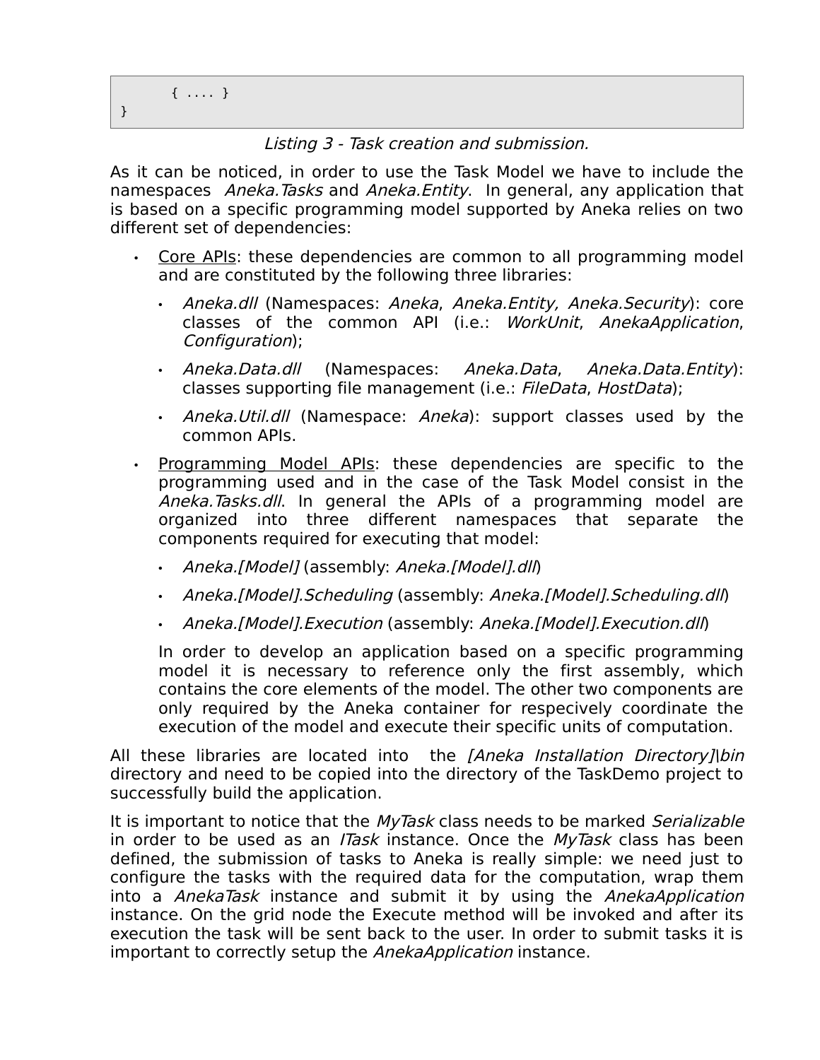```
        { .... }
}
```

*Listing 3 - Task creation and submission.*

As it can be noticed, in order to use the Task Model we have to include the namespaces *Aneka.Tasks* and *Aneka.Entity*. In general, any application that is based on a specific programming model supported by Aneka relies on two different set of dependencies:

- Core APIs: these dependencies are common to all programming model and are constituted by the following three libraries:
  - *Aneka.dll* (Namespaces: *Aneka*, *Aneka.Entity, Aneka.Security*): core classes of the common API (i.e.: *WorkUnit*, *AnekaApplication*, *Configuration*);
  - *Aneka.Data.dll* (Namespaces: *Aneka.Data*, *Aneka.Data.Entity*): classes supporting file management (i.e.: *FileData*, *HostData*);
  - *Aneka.Util.dll* (Namespace: *Aneka*): support classes used by the common APIs.
- Programming Model APIs: these dependencies are specific to the programming used and in the case of the Task Model consist in the *Aneka.Tasks.dll*. In general the APIs of a programming model are organized into three different namespaces that separate the components required for executing that model:
  - *Aneka.[Model]* (assembly: *Aneka.[Model].dll*)
  - *Aneka.[Model].Scheduling* (assembly: *Aneka.[Model].Scheduling.dll*)
  - *Aneka.[Model].Execution* (assembly: *Aneka.[Model].Execution.dll*)

  In order to develop an application based on a specific programming model it is necessary to reference only the first assembly, which contains the core elements of the model. The other two components are only required by the Aneka container for respecively coordinate the execution of the model and execute their specific units of computation.

All these libraries are located into the *[Aneka Installation Directory]\bin* directory and need to be copied into the directory of the TaskDemo project to successfully build the application.

It is important to notice that the *MyTask* class needs to be marked *Serializable* in order to be used as an *ITask* instance. Once the *MyTask* class has been defined, the submission of tasks to Aneka is really simple: we need just to configure the tasks with the required data for the computation, wrap them into a *AnekaTask* instance and submit it by using the *AnekaApplication* instance. On the grid node the Execute method will be invoked and after its execution the task will be sent back to the user. In order to submit tasks it is important to correctly setup the *AnekaApplication* instance.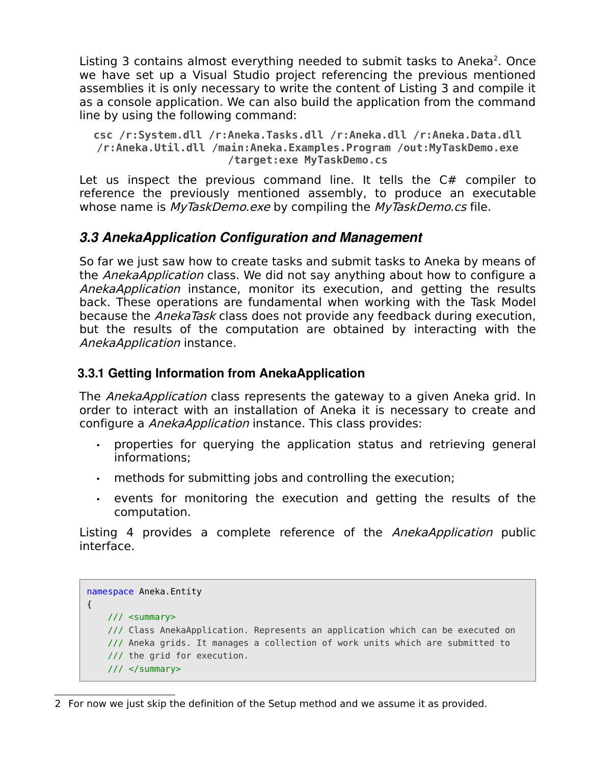Listing 3 contains almost everything needed to submit tasks to Aneka[2]. Once we have set up a Visual Studio project referencing the previous mentioned assemblies it is only necessary to write the content of Listing 3 and compile it as a console application. We can also build the application from the command line by using the following command:

```
csc /r:System.dll /r:Aneka.Tasks.dll /r:Aneka.dll /r:Aneka.Data.dll
/r:Aneka.Util.dll /main:Aneka.Examples.Program /out:MyTaskDemo.exe
/target:exe MyTaskDemo.cs
```

Let us inspect the previous command line. It tells the C# compiler to reference the previously mentioned assembly, to produce an executable whose name is *MyTaskDemo.exe* by compiling the *MyTaskDemo.cs* file.

## 3.3 AnekaApplication Configuration and Management

So far we just saw how to create tasks and submit tasks to Aneka by means of the *AnekaApplication* class. We did not say anything about how to configure a *AnekaApplication* instance, monitor its execution, and getting the results back. These operations are fundamental when working with the Task Model because the *AnekaTask* class does not provide any feedback during execution, but the results of the computation are obtained by interacting with the *AnekaApplication* instance.

### 3.3.1 Getting Information from AnekaApplication

The *AnekaApplication* class represents the gateway to a given Aneka grid. In order to interact with an installation of Aneka it is necessary to create and configure a *AnekaApplication* instance. This class provides:

- properties for querying the application status and retrieving general informations;
- methods for submitting jobs and controlling the execution;
- events for monitoring the execution and getting the results of the computation.

Listing 4 provides a complete reference of the *AnekaApplication* public interface.

```
namespace Aneka.Entity
{
    /// <summary>
    /// Class AnekaApplication. Represents an application which can be executed on
    /// Aneka grids. It manages a collection of work units which are submitted to
    /// the grid for execution.
    /// </summary>
```

2 For now we just skip the definition of the Setup method and we assume it as provided.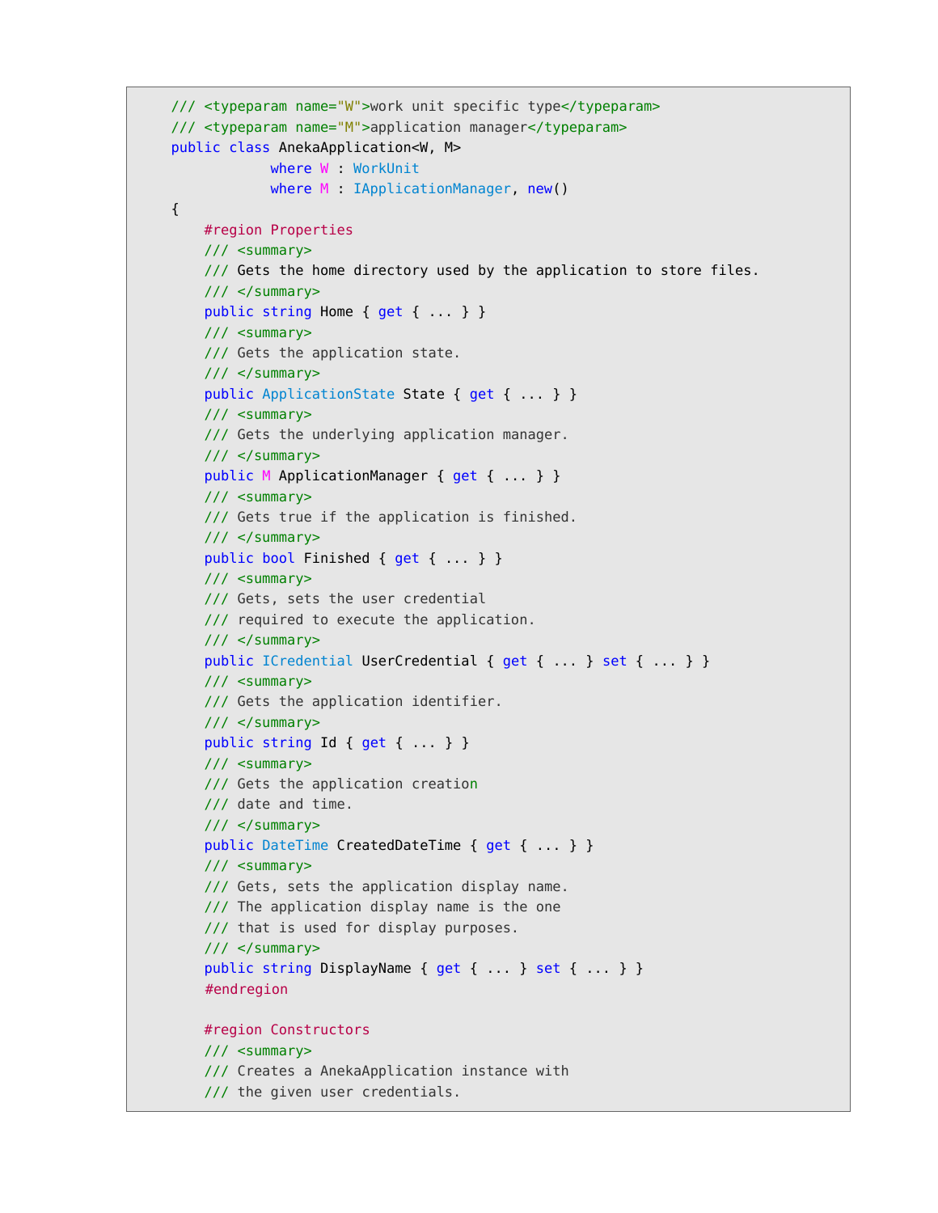```
    /// <typeparam name="W">work unit specific type</typeparam>
    /// <typeparam name="M">application manager</typeparam>
    public class AnekaApplication<W, M>
                where W : WorkUnit
                where M : IApplicationManager, new()
    {
        #region Properties
        /// <summary>
        /// Gets the home directory used by the application to store files.
        /// </summary>
        public string Home { get { ... } }
        /// <summary>
        /// Gets the application state.
        /// </summary>
        public ApplicationState State { get { ... } }
        /// <summary>
        /// Gets the underlying application manager.
        /// </summary>
        public M ApplicationManager { get { ... } }
        /// <summary>
        /// Gets true if the application is finished.
        /// </summary>
        public bool Finished { get { ... } }
        /// <summary>
        /// Gets, sets the user credential
        /// required to execute the application.
        /// </summary>
        public ICredential UserCredential { get { ... } set { ... } }
        /// <summary>
        /// Gets the application identifier.
        /// </summary>
        public string Id { get { ... } }
        /// <summary>
        /// Gets the application creation
        /// date and time.
        /// </summary>
        public DateTime CreatedDateTime { get { ... } }
        /// <summary>
        /// Gets, sets the application display name.
        /// The application display name is the one
        /// that is used for display purposes.
        /// </summary>
        public string DisplayName { get { ... } set { ... } }
        #endregion

        #region Constructors
        /// <summary>
        /// Creates a AnekaApplication instance with
        /// the given user credentials.
```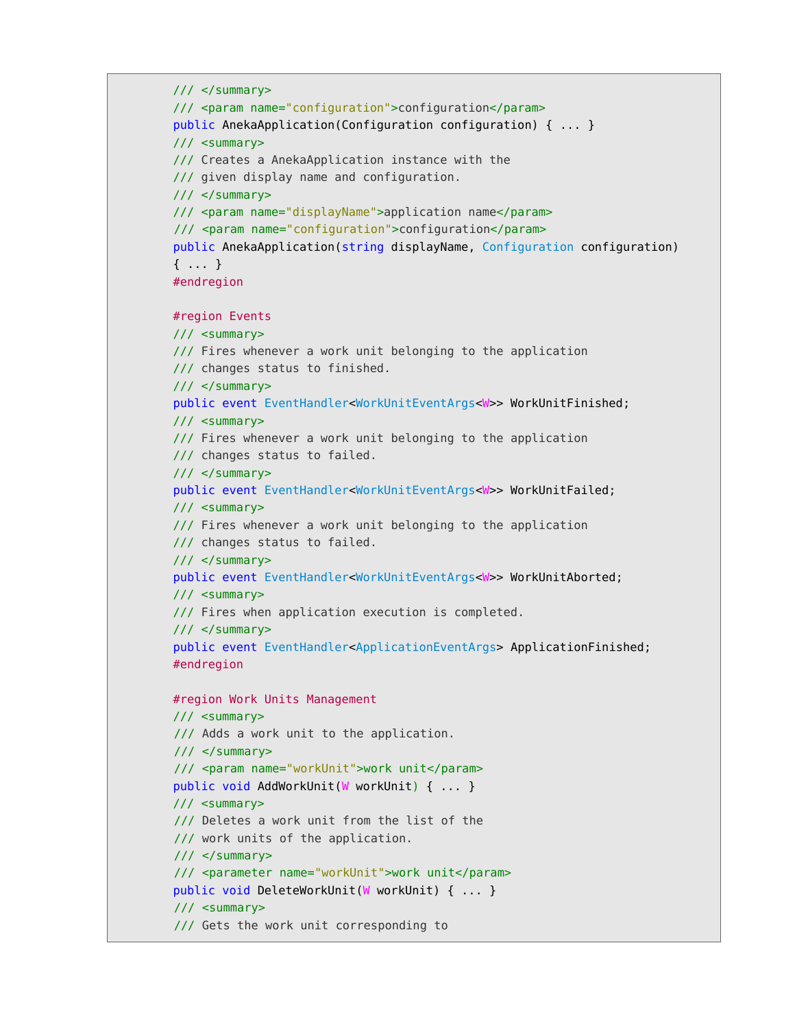```
        /// </summary>
        /// <param name="configuration">configuration</param>
        public AnekaApplication(Configuration configuration) { ... }
        /// <summary>
        /// Creates a AnekaApplication instance with the
        /// given display name and configuration.
        /// </summary>
        /// <param name="displayName">application name</param>
        /// <param name="configuration">configuration</param>
        public AnekaApplication(string displayName, Configuration configuration)
        { ... }
        #endregion

        #region Events
        /// <summary>
        /// Fires whenever a work unit belonging to the application
        /// changes status to finished.
        /// </summary>
        public event EventHandler<WorkUnitEventArgs<W>> WorkUnitFinished;
        /// <summary>
        /// Fires whenever a work unit belonging to the application
        /// changes status to failed.
        /// </summary>
        public event EventHandler<WorkUnitEventArgs<W>> WorkUnitFailed;
        /// <summary>
        /// Fires whenever a work unit belonging to the application
        /// changes status to failed.
        /// </summary>
        public event EventHandler<WorkUnitEventArgs<W>> WorkUnitAborted;
        /// <summary>
        /// Fires when application execution is completed.
        /// </summary>
        public event EventHandler<ApplicationEventArgs> ApplicationFinished;
        #endregion

        #region Work Units Management
        /// <summary>
        /// Adds a work unit to the application.
        /// </summary>
        /// <param name="workUnit">work unit</param>
        public void AddWorkUnit(W workUnit) { ... }
        /// <summary>
        /// Deletes a work unit from the list of the
        /// work units of the application.
        /// </summary>
        /// <parameter name="workUnit">work unit</param>
        public void DeleteWorkUnit(W workUnit) { ... }
        /// <summary>
        /// Gets the work unit corresponding to
```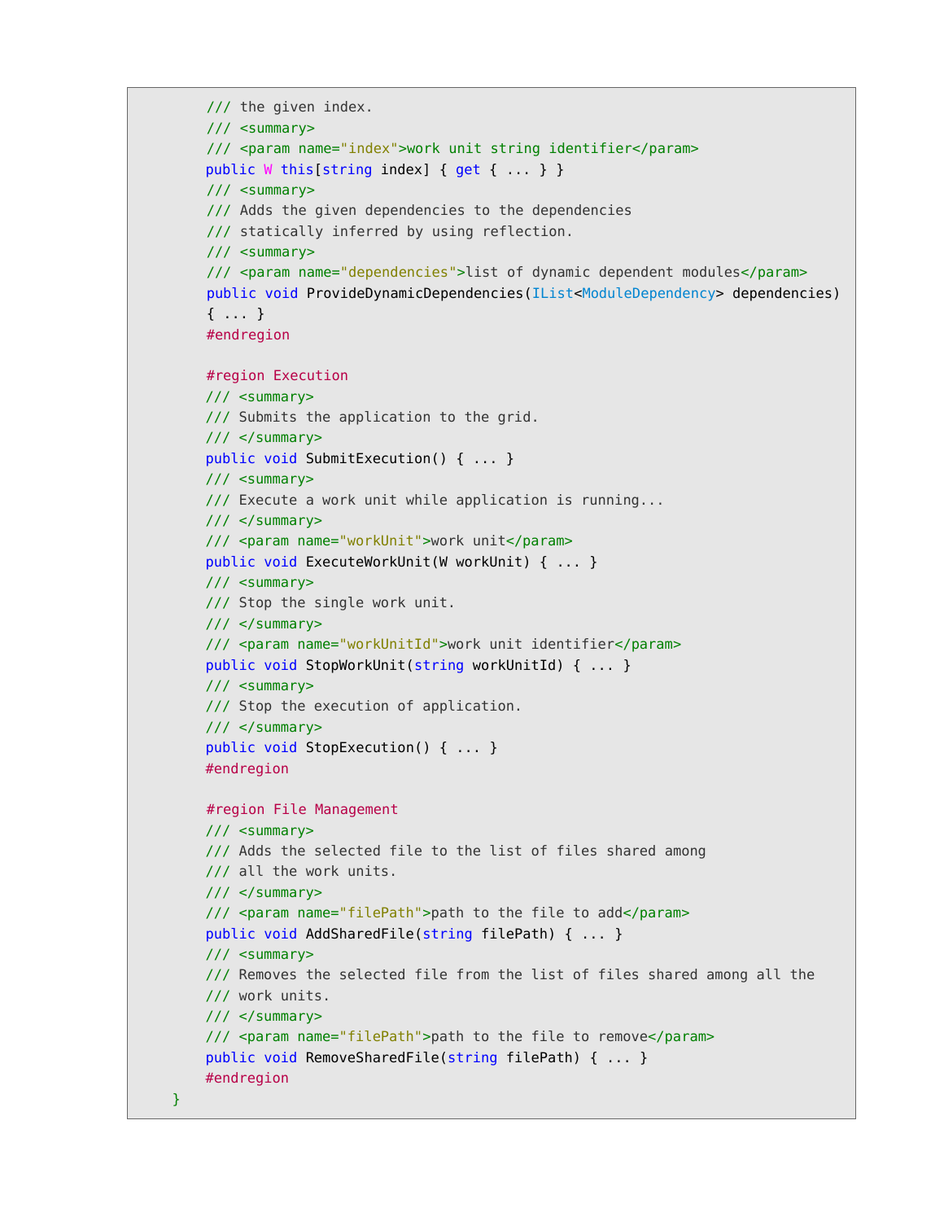```
    /// the given index.
    /// <summary>
    /// <param name="index">work unit string identifier</param>
    public W this[string index] { get { ... } }
    /// <summary>
    /// Adds the given dependencies to the dependencies
    /// statically inferred by using reflection.
    /// <summary>
    /// <param name="dependencies">list of dynamic dependent modules</param>
    public void ProvideDynamicDependencies(IList<ModuleDependency> dependencies)
    { ... }
    #endregion

    #region Execution
    /// <summary>
    /// Submits the application to the grid.
    /// </summary>
    public void SubmitExecution() { ... }
    /// <summary>
    /// Execute a work unit while application is running...
    /// </summary>
    /// <param name="workUnit">work unit</param>
    public void ExecuteWorkUnit(W workUnit) { ... }
    /// <summary>
    /// Stop the single work unit.
    /// </summary>
    /// <param name="workUnitId">work unit identifier</param>
    public void StopWorkUnit(string workUnitId) { ... }
    /// <summary>
    /// Stop the execution of application.
    /// </summary>
    public void StopExecution() { ... }
    #endregion

    #region File Management
    /// <summary>
    /// Adds the selected file to the list of files shared among
    /// all the work units.
    /// </summary>
    /// <param name="filePath">path to the file to add</param>
    public void AddSharedFile(string filePath) { ... }
    /// <summary>
    /// Removes the selected file from the list of files shared among all the
    /// work units.
    /// </summary>
    /// <param name="filePath">path to the file to remove</param>
    public void RemoveSharedFile(string filePath) { ... }
    #endregion
}
```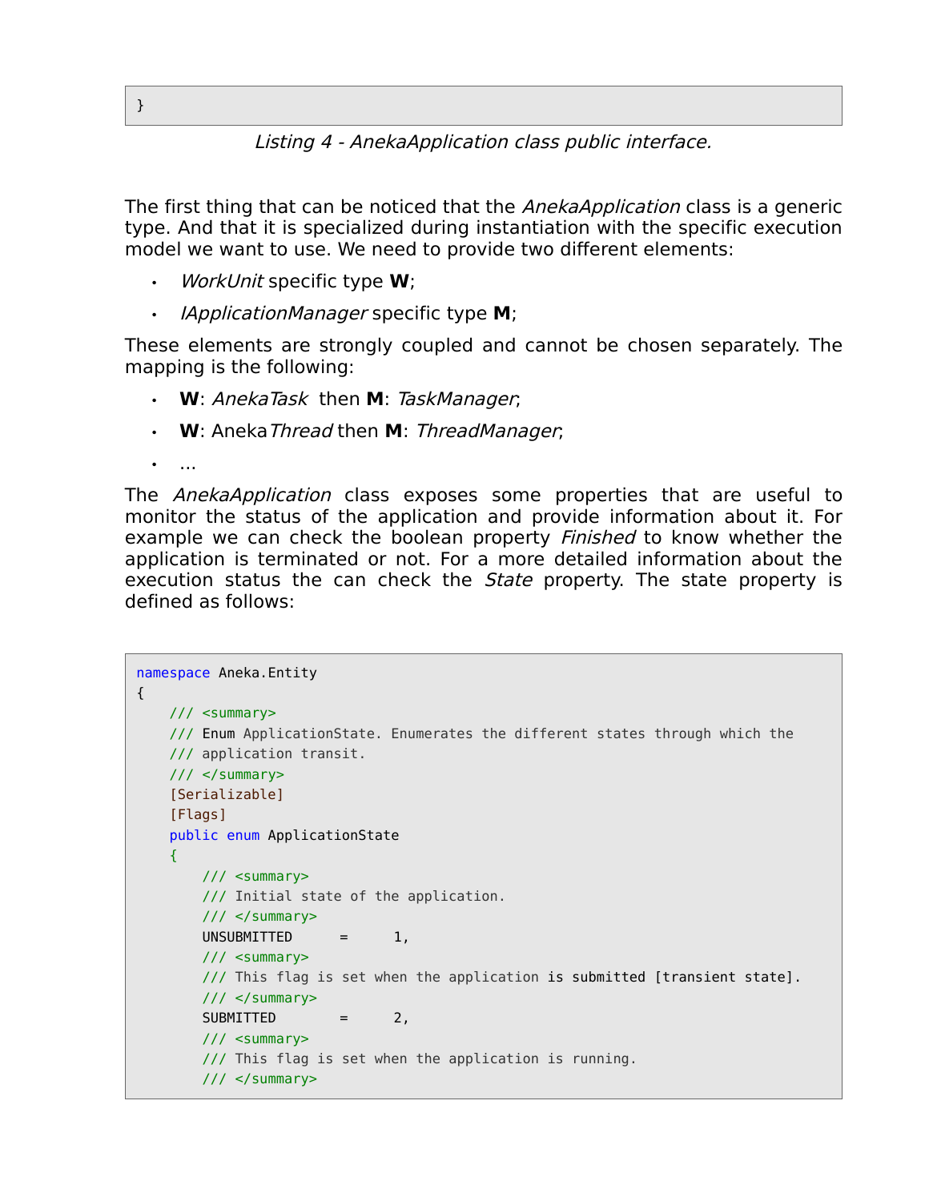```
}
```

*Listing 4 - AnekaApplication class public interface.*

The first thing that can be noticed that the *AnekaApplication* class is a generic type. And that it is specialized during instantiation with the specific execution model we want to use. We need to provide two different elements:

- *WorkUnit* specific type **W**;
- *IApplicationManager* specific type **M**;

These elements are strongly coupled and cannot be chosen separately. The mapping is the following:

- **W**: *AnekaTask* then **M**: *TaskManager*;
- **W**: Aneka*Thread* then **M**: *ThreadManager*;
- ...

The *AnekaApplication* class exposes some properties that are useful to monitor the status of the application and provide information about it. For example we can check the boolean property *Finished* to know whether the application is terminated or not. For a more detailed information about the execution status the can check the *State* property. The state property is defined as follows:

```
namespace Aneka.Entity
{
    /// <summary>
    /// Enum ApplicationState. Enumerates the different states through which the
    /// application transit.
    /// </summary>
    [Serializable]
    [Flags]
    public enum ApplicationState
    {
        /// <summary>
        /// Initial state of the application.
        /// </summary>
        UNSUBMITTED     =     1,
        /// <summary>
        /// This flag is set when the application is submitted [transient state].
        /// </summary>
        SUBMITTED       =     2,
        /// <summary>
        /// This flag is set when the application is running.
        /// </summary>
```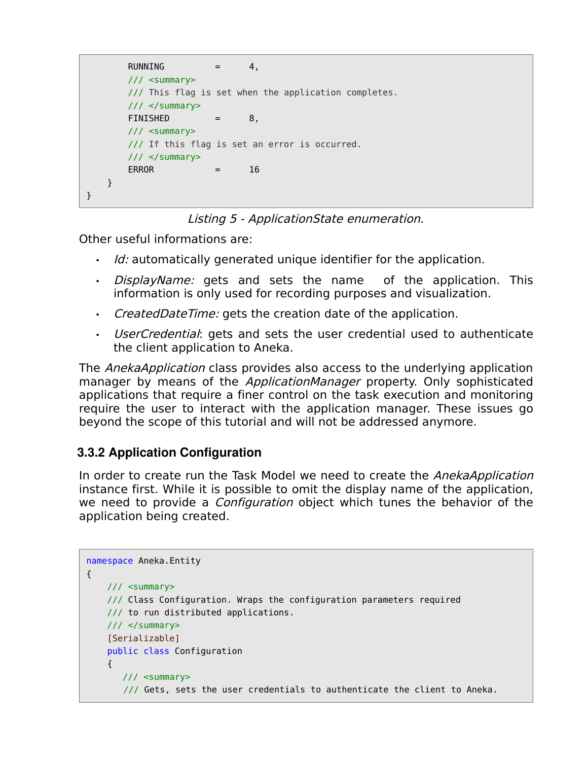```
        RUNNING         =     4,
        /// <summary>
        /// This flag is set when the application completes.
        /// </summary>
        FINISHED        =     8,
        /// <summary>
        /// If this flag is set an error is occurred.
        /// </summary>
        ERROR           =     16
    }
}
```

*Listing 5 - ApplicationState enumeration.*

Other useful informations are:

- *Id:* automatically generated unique identifier for the application.
- *DisplayName:* gets and sets the name of the application. This information is only used for recording purposes and visualization.
- *CreatedDateTime:* gets the creation date of the application.
- *UserCredential*: gets and sets the user credential used to authenticate the client application to Aneka.

The *AnekaApplication* class provides also access to the underlying application manager by means of the *ApplicationManager* property. Only sophisticated applications that require a finer control on the task execution and monitoring require the user to interact with the application manager. These issues go beyond the scope of this tutorial and will not be addressed anymore.

### 3.3.2 Application Configuration

In order to create run the Task Model we need to create the *AnekaApplication* instance first. While it is possible to omit the display name of the application, we need to provide a *Configuration* object which tunes the behavior of the application being created.

```
namespace Aneka.Entity
{
    /// <summary>
    /// Class Configuration. Wraps the configuration parameters required
    /// to run distributed applications.
    /// </summary>
    [Serializable]
    public class Configuration
    {
       /// <summary>
       /// Gets, sets the user credentials to authenticate the client to Aneka.
```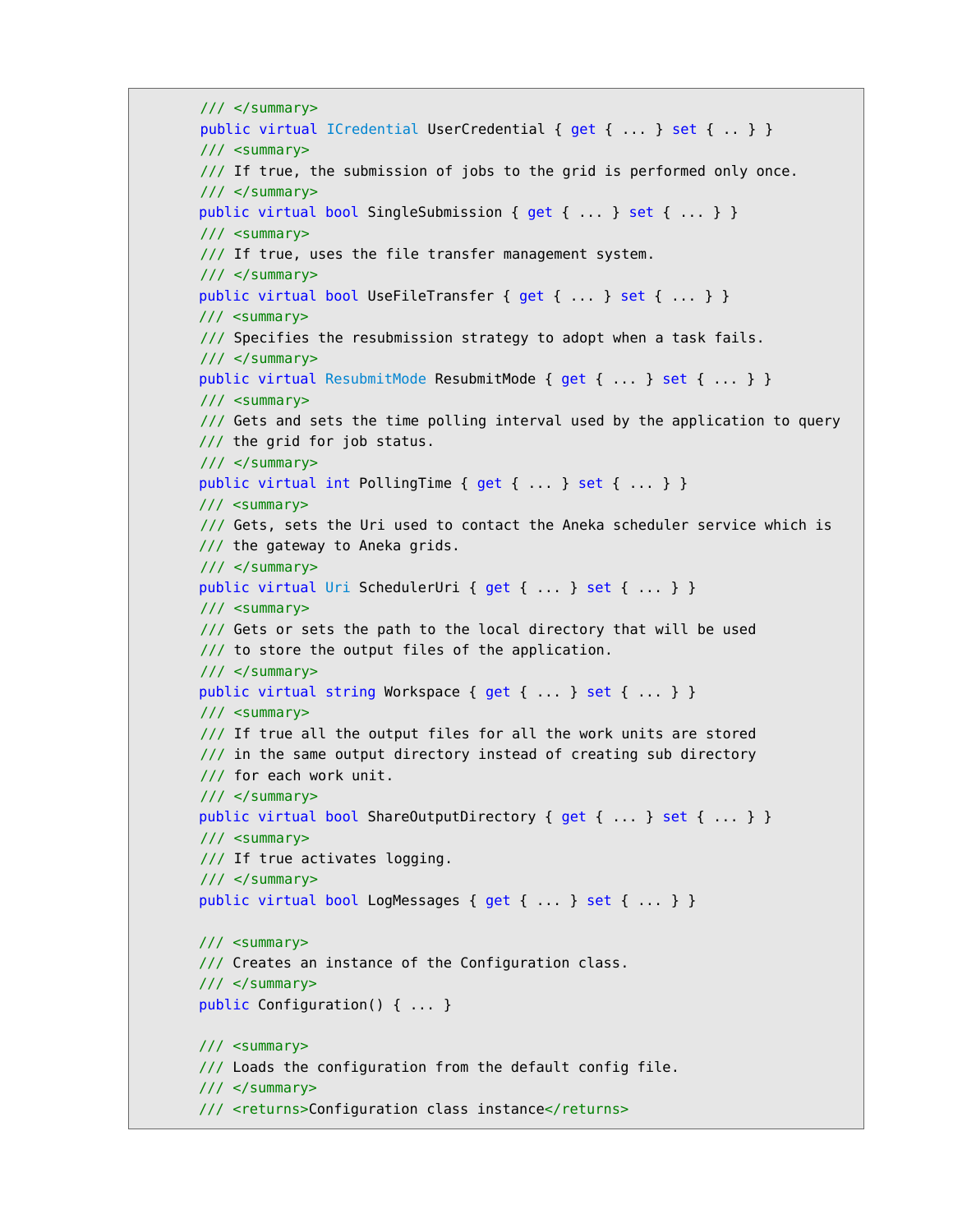```
/// </summary>
public virtual ICredential UserCredential { get { ... } set { .. } }
/// <summary>
/// If true, the submission of jobs to the grid is performed only once.
/// </summary>
public virtual bool SingleSubmission { get { ... } set { ... } }
/// <summary>
/// If true, uses the file transfer management system.
/// </summary>
public virtual bool UseFileTransfer { get { ... } set { ... } }
/// <summary>
/// Specifies the resubmission strategy to adopt when a task fails.
/// </summary>
public virtual ResubmitMode ResubmitMode { get { ... } set { ... } }
/// <summary>
/// Gets and sets the time polling interval used by the application to query
/// the grid for job status.
/// </summary>
public virtual int PollingTime { get { ... } set { ... } }
/// <summary>
/// Gets, sets the Uri used to contact the Aneka scheduler service which is
/// the gateway to Aneka grids.
/// </summary>
public virtual Uri SchedulerUri { get { ... } set { ... } }
/// <summary>
/// Gets or sets the path to the local directory that will be used
/// to store the output files of the application.
/// </summary>
public virtual string Workspace { get { ... } set { ... } }
/// <summary>
/// If true all the output files for all the work units are stored
/// in the same output directory instead of creating sub directory
/// for each work unit.
/// </summary>
public virtual bool ShareOutputDirectory { get { ... } set { ... } }
/// <summary>
/// If true activates logging.
/// </summary>
public virtual bool LogMessages { get { ... } set { ... } }

/// <summary>
/// Creates an instance of the Configuration class.
/// </summary>
public Configuration() { ... }

/// <summary>
/// Loads the configuration from the default config file.
/// </summary>
/// <returns>Configuration class instance</returns>
```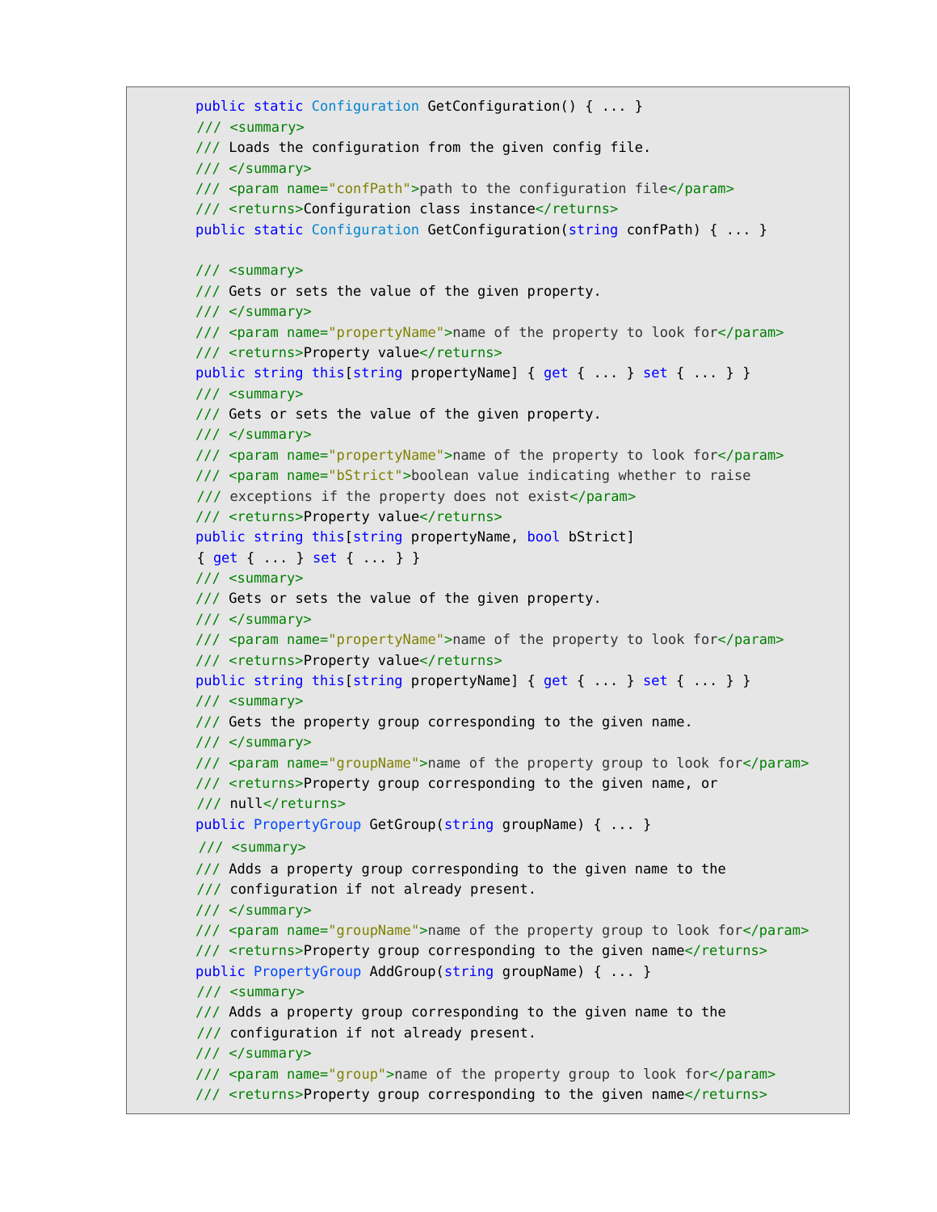```
public static Configuration GetConfiguration() { ... }
/// <summary>
/// Loads the configuration from the given config file.
/// </summary>
/// <param name="confPath">path to the configuration file</param>
/// <returns>Configuration class instance</returns>
public static Configuration GetConfiguration(string confPath) { ... }

/// <summary>
/// Gets or sets the value of the given property.
/// </summary>
/// <param name="propertyName">name of the property to look for</param>
/// <returns>Property value</returns>
public string this[string propertyName] { get { ... } set { ... } }
/// <summary>
/// Gets or sets the value of the given property.
/// </summary>
/// <param name="propertyName">name of the property to look for</param>
/// <param name="bStrict">boolean value indicating whether to raise
/// exceptions if the property does not exist</param>
/// <returns>Property value</returns>
public string this[string propertyName, bool bStrict]
{ get { ... } set { ... } }
/// <summary>
/// Gets or sets the value of the given property.
/// </summary>
/// <param name="propertyName">name of the property to look for</param>
/// <returns>Property value</returns>
public string this[string propertyName] { get { ... } set { ... } }
/// <summary>
/// Gets the property group corresponding to the given name.
/// </summary>
/// <param name="groupName">name of the property group to look for</param>
/// <returns>Property group corresponding to the given name, or
/// null</returns>
public PropertyGroup GetGroup(string groupName) { ... }
/// <summary>
/// Adds a property group corresponding to the given name to the
/// configuration if not already present.
/// </summary>
/// <param name="groupName">name of the property group to look for</param>
/// <returns>Property group corresponding to the given name</returns>
public PropertyGroup AddGroup(string groupName) { ... }
/// <summary>
/// Adds a property group corresponding to the given name to the
/// configuration if not already present.
/// </summary>
/// <param name="group">name of the property group to look for</param>
/// <returns>Property group corresponding to the given name</returns>
```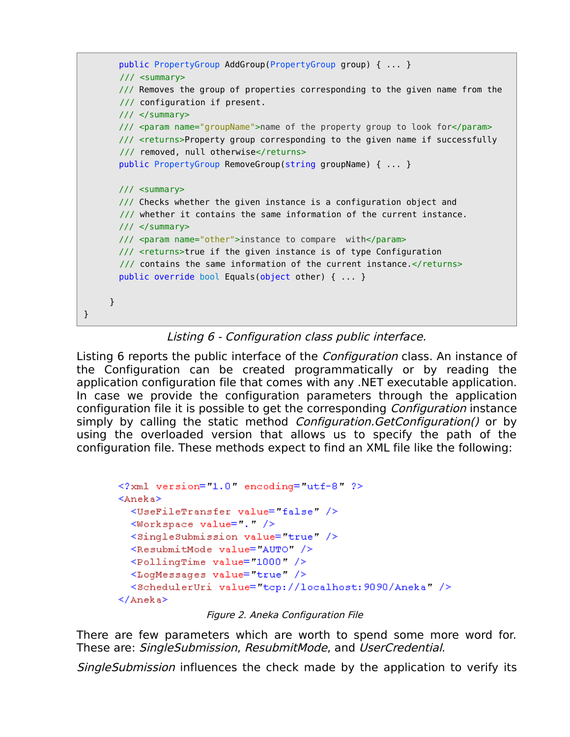```
        public PropertyGroup AddGroup(PropertyGroup group) { ... }
        /// <summary>
        /// Removes the group of properties corresponding to the given name from the
        /// configuration if present.
        /// </summary>
        /// <param name="groupName">name of the property group to look for</param>
        /// <returns>Property group corresponding to the given name if successfully
        /// removed, null otherwise</returns>
        public PropertyGroup RemoveGroup(string groupName) { ... }

        /// <summary>
        /// Checks whether the given instance is a configuration object and
        /// whether it contains the same information of the current instance.
        /// </summary>
        /// <param name="other">instance to compare  with</param>
        /// <returns>true if the given instance is of type Configuration
        /// contains the same information of the current instance.</returns>
        public override bool Equals(object other) { ... }

      }
}
```

*Listing 6 - Configuration class public interface.*

Listing 6 reports the public interface of the *Configuration* class. An instance of the Configuration can be created programmatically or by reading the application configuration file that comes with any .NET executable application. In case we provide the configuration parameters through the application configuration file it is possible to get the corresponding *Configuration* instance simply by calling the static method *Configuration.GetConfiguration()* or by using the overloaded version that allows us to specify the path of the configuration file. These methods expect to find an XML file like the following:

```
<?xml version="1.0" encoding="utf-8" ?>
<Aneka>
  <UseFileTransfer value="false" />
  <Workspace value="." />
  <SingleSubmission value="true" />
  <ResubmitMode value="AUTO" />
  <PollingTime value="1000" />
  <LogMessages value="true" />
  <SchedulerUri value="tcp://localhost:9090/Aneka" />
</Aneka>
```

*Figure 2. Aneka Configuration File*

There are few parameters which are worth to spend some more word for. These are: *SingleSubmission*, *ResubmitMode*, and *UserCredential*.

*SingleSubmission* influences the check made by the application to verify its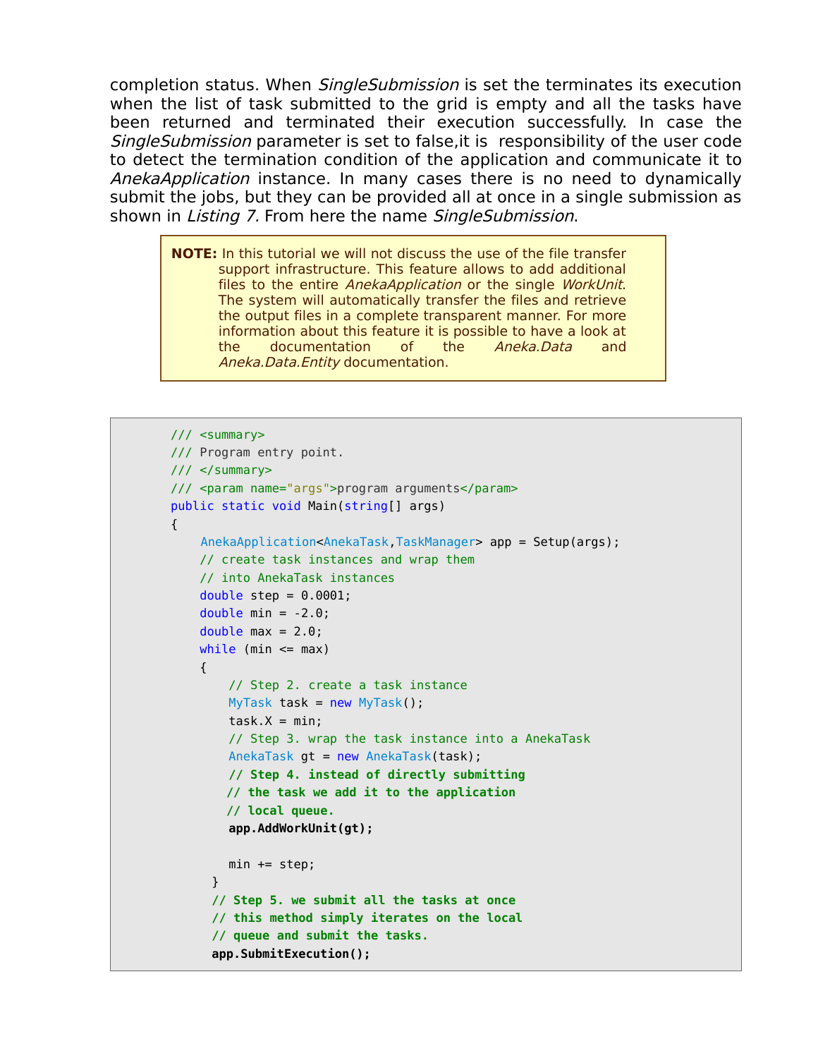completion status. When *SingleSubmission* is set the terminates its execution when the list of task submitted to the grid is empty and all the tasks have been returned and terminated their execution successfully. In case the *SingleSubmission* parameter is set to false,it is responsibility of the user code to detect the termination condition of the application and communicate it to *AnekaApplication* instance. In many cases there is no need to dynamically submit the jobs, but they can be provided all at once in a single submission as shown in *Listing 7.* From here the name *SingleSubmission*.

> **NOTE:** In this tutorial we will not discuss the use of the file transfer support infrastructure. This feature allows to add additional files to the entire *AnekaApplication* or the single *WorkUnit*. The system will automatically transfer the files and retrieve the output files in a complete transparent manner. For more information about this feature it is possible to have a look at the documentation of the *Aneka.Data* and *Aneka.Data.Entity* documentation.

```
/// <summary>
/// Program entry point.
/// </summary>
/// <param name="args">program arguments</param>
public static void Main(string[] args)
{
    AnekaApplication<AnekaTask,TaskManager> app = Setup(args);
    // create task instances and wrap them
    // into AnekaTask instances
    double step = 0.0001;
    double min = -2.0;
    double max = 2.0;
    while (min <= max)
    {
        // Step 2. create a task instance
        MyTask task = new MyTask();
        task.X = min;
        // Step 3. wrap the task instance into a AnekaTask
        AnekaTask gt = new AnekaTask(task);
        // Step 4. instead of directly submitting
        // the task we add it to the application
        // local queue.
        app.AddWorkUnit(gt);

        min += step;
    }
    // Step 5. we submit all the tasks at once
    // this method simply iterates on the local
    // queue and submit the tasks.
    app.SubmitExecution();
```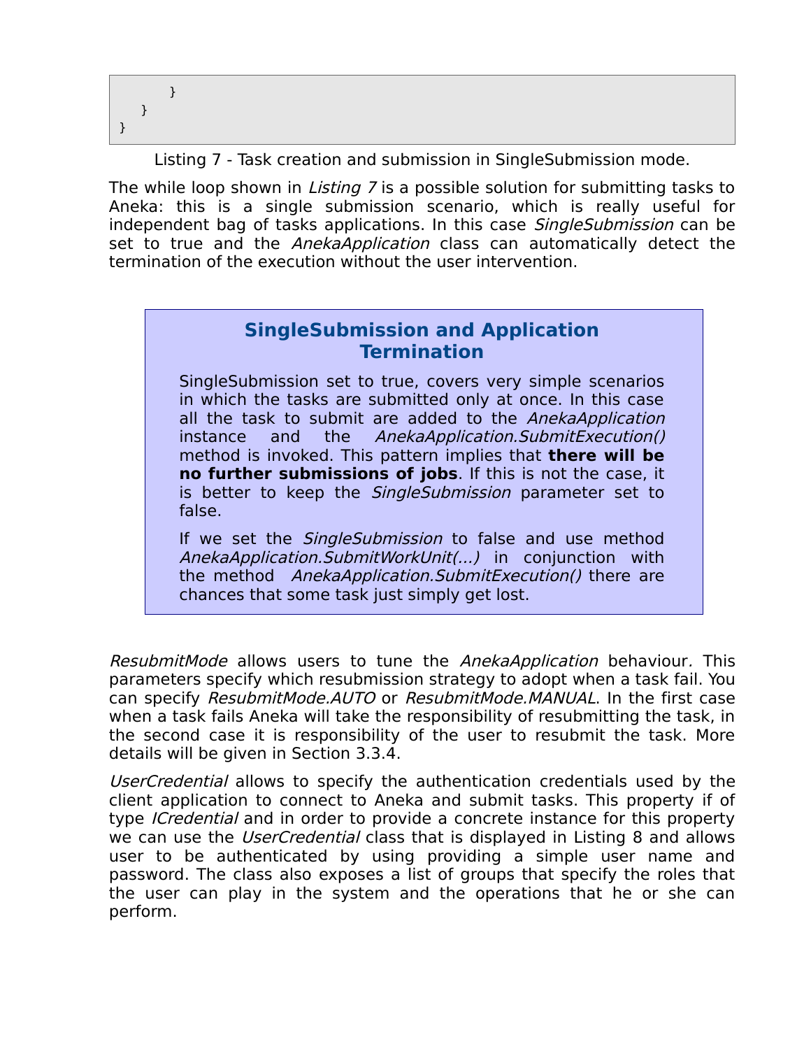```
        }
    }
}
```

Listing 7 - Task creation and submission in SingleSubmission mode.

The while loop shown in *Listing 7* is a possible solution for submitting tasks to Aneka: this is a single submission scenario, which is really useful for independent bag of tasks applications. In this case *SingleSubmission* can be set to true and the *AnekaApplication* class can automatically detect the termination of the execution without the user intervention.

> **SingleSubmission and Application Termination**
>
> SingleSubmission set to true, covers very simple scenarios in which the tasks are submitted only at once. In this case all the task to submit are added to the *AnekaApplication* instance and the *AnekaApplication.SubmitExecution()* method is invoked. This pattern implies that **there will be no further submissions of jobs**. If this is not the case, it is better to keep the *SingleSubmission* parameter set to false.
>
> If we set the *SingleSubmission* to false and use method *AnekaApplication.SubmitWorkUnit(...)* in conjunction with the method *AnekaApplication.SubmitExecution()* there are chances that some task just simply get lost.

*ResubmitMode* allows users to tune the *AnekaApplication* behaviour. This parameters specify which resubmission strategy to adopt when a task fail. You can specify *ResubmitMode.AUTO* or *ResubmitMode.MANUAL*. In the first case when a task fails Aneka will take the responsibility of resubmitting the task, in the second case it is responsibility of the user to resubmit the task. More details will be given in Section 3.3.4.

*UserCredential* allows to specify the authentication credentials used by the client application to connect to Aneka and submit tasks. This property if of type *ICredential* and in order to provide a concrete instance for this property we can use the *UserCredential* class that is displayed in Listing 8 and allows user to be authenticated by using providing a simple user name and password. The class also exposes a list of groups that specify the roles that the user can play in the system and the operations that he or she can perform.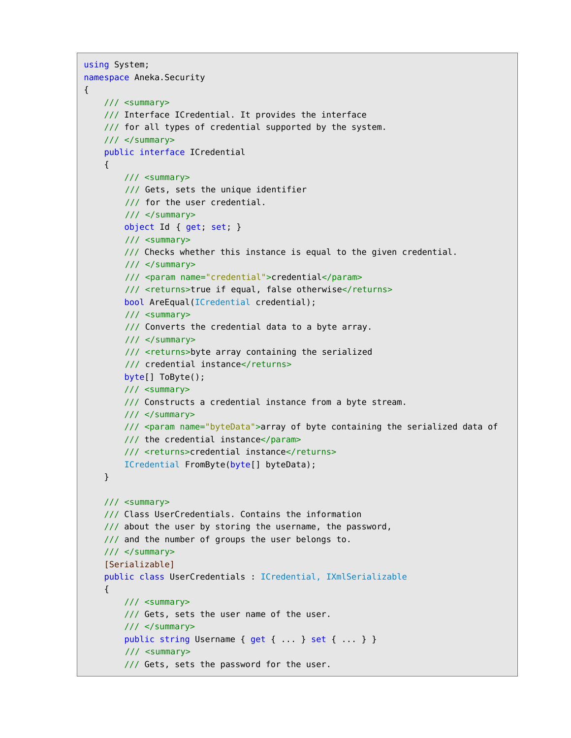```
using System;
namespace Aneka.Security
{
    /// <summary>
    /// Interface ICredential. It provides the interface
    /// for all types of credential supported by the system.
    /// </summary>
    public interface ICredential
    {
        /// <summary>
        /// Gets, sets the unique identifier
        /// for the user credential.
        /// </summary>
        object Id { get; set; }
        /// <summary>
        /// Checks whether this instance is equal to the given credential.
        /// </summary>
        /// <param name="credential">credential</param>
        /// <returns>true if equal, false otherwise</returns>
        bool AreEqual(ICredential credential);
        /// <summary>
        /// Converts the credential data to a byte array.
        /// </summary>
        /// <returns>byte array containing the serialized
        /// credential instance</returns>
        byte[] ToByte();
        /// <summary>
        /// Constructs a credential instance from a byte stream.
        /// </summary>
        /// <param name="byteData">array of byte containing the serialized data of
        /// the credential instance</param>
        /// <returns>credential instance</returns>
        ICredential FromByte(byte[] byteData);
    }

    /// <summary>
    /// Class UserCredentials. Contains the information
    /// about the user by storing the username, the password,
    /// and the number of groups the user belongs to.
    /// </summary>
    [Serializable]
    public class UserCredentials : ICredential, IXmlSerializable
    {
        /// <summary>
        /// Gets, sets the user name of the user.
        /// </summary>
        public string Username { get { ... } set { ... } }
        /// <summary>
        /// Gets, sets the password for the user.
```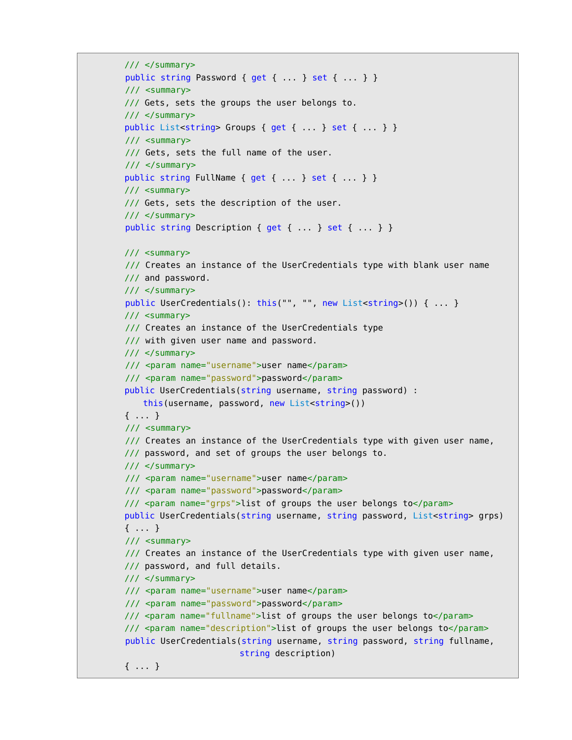```
/// </summary>
public string Password { get { ... } set { ... } }
/// <summary>
/// Gets, sets the groups the user belongs to.
/// </summary>
public List<string> Groups { get { ... } set { ... } }
/// <summary>
/// Gets, sets the full name of the user.
/// </summary>
public string FullName { get { ... } set { ... } }
/// <summary>
/// Gets, sets the description of the user.
/// </summary>
public string Description { get { ... } set { ... } }

/// <summary>
/// Creates an instance of the UserCredentials type with blank user name
/// and password.
/// </summary>
public UserCredentials(): this("", "", new List<string>()) { ... }
/// <summary>
/// Creates an instance of the UserCredentials type
/// with given user name and password.
/// </summary>
/// <param name="username">user name</param>
/// <param name="password">password</param>
public UserCredentials(string username, string password) :
   this(username, password, new List<string>())
{ ... }
/// <summary>
/// Creates an instance of the UserCredentials type with given user name,
/// password, and set of groups the user belongs to.
/// </summary>
/// <param name="username">user name</param>
/// <param name="password">password</param>
/// <param name="grps">list of groups the user belongs to</param>
public UserCredentials(string username, string password, List<string> grps)
{ ... }
/// <summary>
/// Creates an instance of the UserCredentials type with given user name,
/// password, and full details.
/// </summary>
/// <param name="username">user name</param>
/// <param name="password">password</param>
/// <param name="fullname">list of groups the user belongs to</param>
/// <param name="description">list of groups the user belongs to</param>
public UserCredentials(string username, string password, string fullname,
                       string description)
{ ... }
```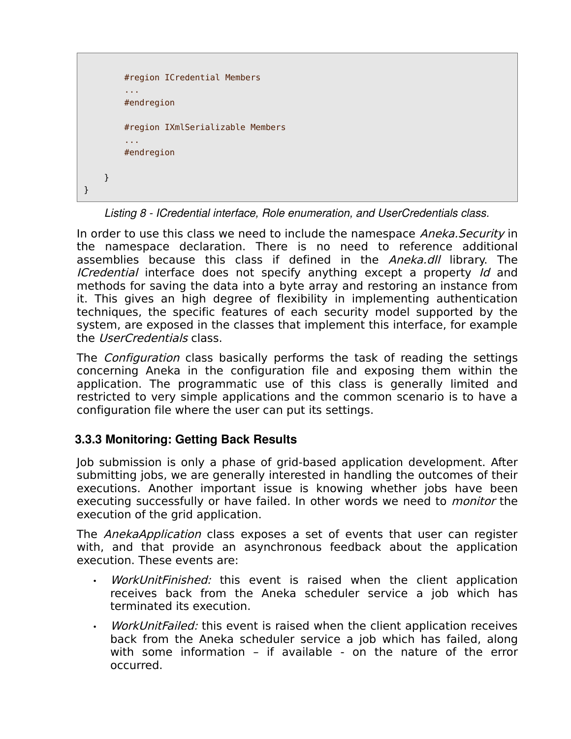```
        #region ICredential Members
        ...
        #endregion

        #region IXmlSerializable Members
        ...
        #endregion

    }
}
```

*Listing 8 - ICredential interface, Role enumeration, and UserCredentials class.*

In order to use this class we need to include the namespace *Aneka.Security* in the namespace declaration. There is no need to reference additional assemblies because this class if defined in the *Aneka.dll* library. The *ICredential* interface does not specify anything except a property *Id* and methods for saving the data into a byte array and restoring an instance from it. This gives an high degree of flexibility in implementing authentication techniques, the specific features of each security model supported by the system, are exposed in the classes that implement this interface, for example the *UserCredentials* class.

The *Configuration* class basically performs the task of reading the settings concerning Aneka in the configuration file and exposing them within the application. The programmatic use of this class is generally limited and restricted to very simple applications and the common scenario is to have a configuration file where the user can put its settings.

### 3.3.3 Monitoring: Getting Back Results

Job submission is only a phase of grid-based application development. After submitting jobs, we are generally interested in handling the outcomes of their executions. Another important issue is knowing whether jobs have been executing successfully or have failed. In other words we need to *monitor* the execution of the grid application.

The *AnekaApplication* class exposes a set of events that user can register with, and that provide an asynchronous feedback about the application execution. These events are:

- *WorkUnitFinished:* this event is raised when the client application receives back from the Aneka scheduler service a job which has terminated its execution.
- *WorkUnitFailed:* this event is raised when the client application receives back from the Aneka scheduler service a job which has failed, along with some information – if available - on the nature of the error occurred.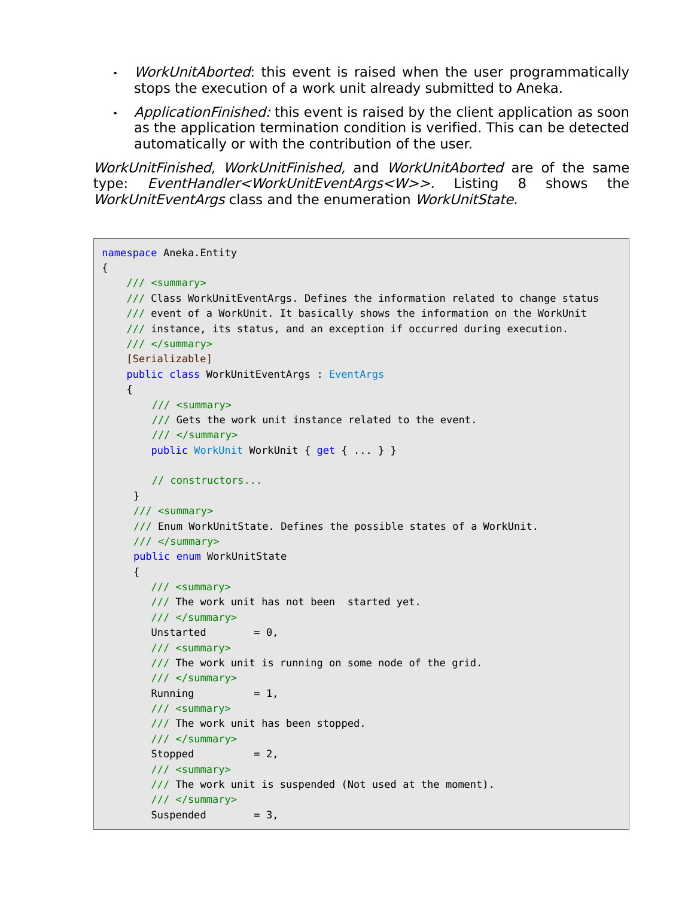- *WorkUnitAborted*: this event is raised when the user programmatically stops the execution of a work unit already submitted to Aneka.
- *ApplicationFinished:* this event is raised by the client application as soon as the application termination condition is verified. This can be detected automatically or with the contribution of the user.

*WorkUnitFinished, WorkUnitFinished,* and *WorkUnitAborted* are of the same type: *EventHandler<WorkUnitEventArgs<W>>.* Listing 8 shows the *WorkUnitEventArgs* class and the enumeration *WorkUnitState.*

```
namespace Aneka.Entity
{
    /// <summary>
    /// Class WorkUnitEventArgs. Defines the information related to change status
    /// event of a WorkUnit. It basically shows the information on the WorkUnit
    /// instance, its status, and an exception if occurred during execution.
    /// </summary>
    [Serializable]
    public class WorkUnitEventArgs : EventArgs
    {
        /// <summary>
        /// Gets the work unit instance related to the event.
        /// </summary>
        public WorkUnit WorkUnit { get { ... } }

        // constructors...
     }
     /// <summary>
     /// Enum WorkUnitState. Defines the possible states of a WorkUnit.
     /// </summary>
     public enum WorkUnitState
     {
        /// <summary>
        /// The work unit has not been  started yet.
        /// </summary>
        Unstarted       = 0,
        /// <summary>
        /// The work unit is running on some node of the grid.
        /// </summary>
        Running         = 1,
        /// <summary>
        /// The work unit has been stopped.
        /// </summary>
        Stopped         = 2,
        /// <summary>
        /// The work unit is suspended (Not used at the moment).
        /// </summary>
        Suspended       = 3,
```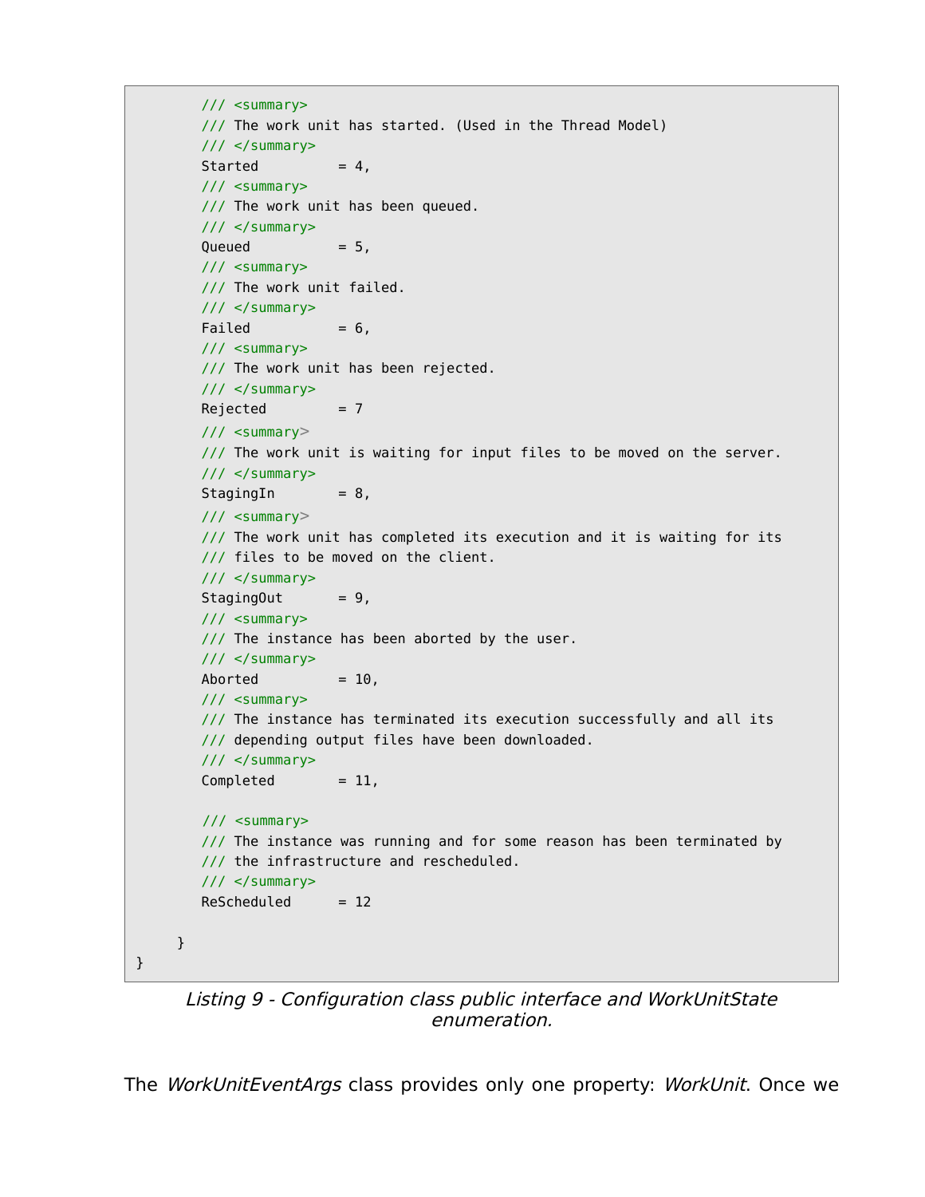```
        /// <summary>
        /// The work unit has started. (Used in the Thread Model)
        /// </summary>
        Started         = 4,
        /// <summary>
        /// The work unit has been queued.
        /// </summary>
        Queued          = 5,
        /// <summary>
        /// The work unit failed.
        /// </summary>
        Failed          = 6,
        /// <summary>
        /// The work unit has been rejected.
        /// </summary>
        Rejected        = 7
        /// <summary>
        /// The work unit is waiting for input files to be moved on the server.
        /// </summary>
        StagingIn       = 8,
        /// <summary>
        /// The work unit has completed its execution and it is waiting for its
        /// files to be moved on the client.
        /// </summary>
        StagingOut      = 9,
        /// <summary>
        /// The instance has been aborted by the user.
        /// </summary>
        Aborted         = 10,
        /// <summary>
        /// The instance has terminated its execution successfully and all its
        /// depending output files have been downloaded.
        /// </summary>
        Completed       = 11,

        /// <summary>
        /// The instance was running and for some reason has been terminated by
        /// the infrastructure and rescheduled.
        /// </summary>
        ReScheduled     = 12

    }
}
```

*Listing 9 - Configuration class public interface and WorkUnitState enumeration.*

The *WorkUnitEventArgs* class provides only one property: *WorkUnit*. Once we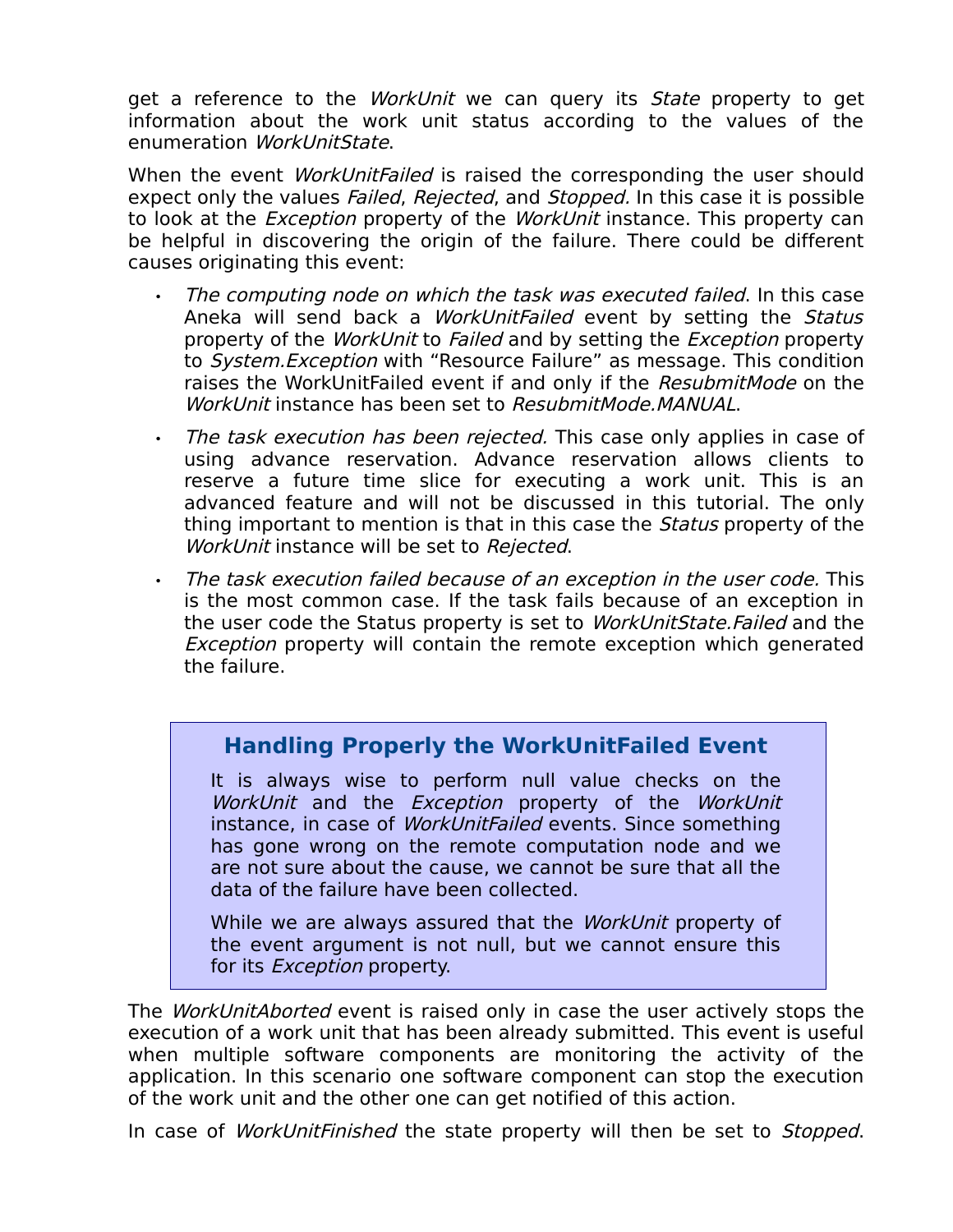get a reference to the *WorkUnit* we can query its *State* property to get information about the work unit status according to the values of the enumeration *WorkUnitState*.

When the event *WorkUnitFailed* is raised the corresponding the user should expect only the values *Failed*, *Rejected*, and *Stopped.* In this case it is possible to look at the *Exception* property of the *WorkUnit* instance. This property can be helpful in discovering the origin of the failure. There could be different causes originating this event:

- *The computing node on which the task was executed failed*. In this case Aneka will send back a *WorkUnitFailed* event by setting the *Status* property of the *WorkUnit* to *Failed* and by setting the *Exception* property to *System.Exception* with "Resource Failure" as message. This condition raises the WorkUnitFailed event if and only if the *ResubmitMode* on the *WorkUnit* instance has been set to *ResubmitMode.MANUAL*.
- *The task execution has been rejected.* This case only applies in case of using advance reservation. Advance reservation allows clients to reserve a future time slice for executing a work unit. This is an advanced feature and will not be discussed in this tutorial. The only thing important to mention is that in this case the *Status* property of the *WorkUnit* instance will be set to *Rejected*.
- *The task execution failed because of an exception in the user code.* This is the most common case. If the task fails because of an exception in the user code the Status property is set to *WorkUnitState.Failed* and the *Exception* property will contain the remote exception which generated the failure.

> **Handling Properly the WorkUnitFailed Event**
>
> It is always wise to perform null value checks on the *WorkUnit* and the *Exception* property of the *WorkUnit* instance, in case of *WorkUnitFailed* events. Since something has gone wrong on the remote computation node and we are not sure about the cause, we cannot be sure that all the data of the failure have been collected.
>
> While we are always assured that the *WorkUnit* property of the event argument is not null, but we cannot ensure this for its *Exception* property.

The *WorkUnitAborted* event is raised only in case the user actively stops the execution of a work unit that has been already submitted. This event is useful when multiple software components are monitoring the activity of the application. In this scenario one software component can stop the execution of the work unit and the other one can get notified of this action.

In case of *WorkUnitFinished* the state property will then be set to *Stopped*.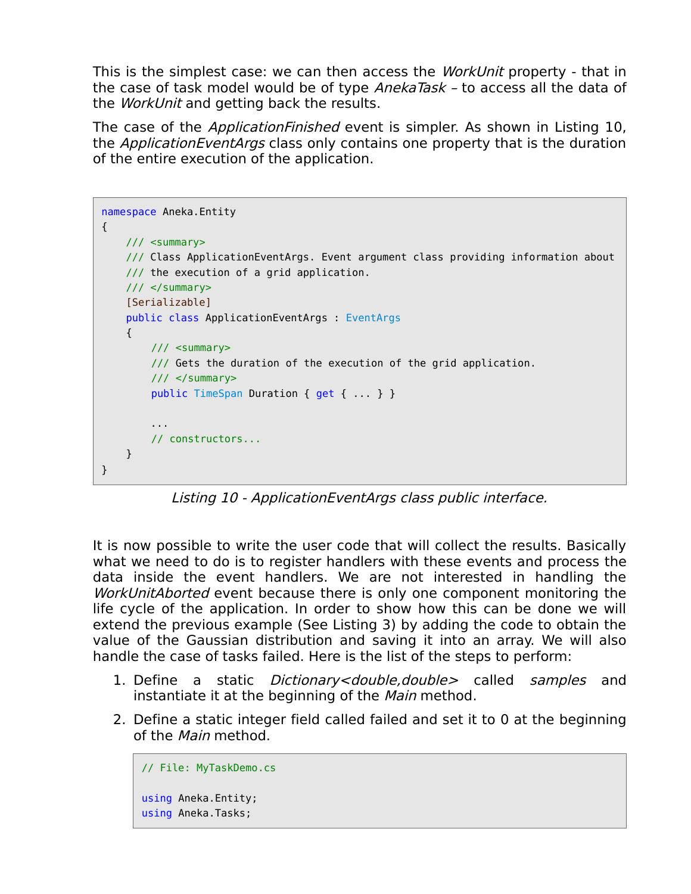This is the simplest case: we can then access the *WorkUnit* property - that in the case of task model would be of type *AnekaTask* – to access all the data of the *WorkUnit* and getting back the results.

The case of the *ApplicationFinished* event is simpler. As shown in Listing 10, the *ApplicationEventArgs* class only contains one property that is the duration of the entire execution of the application.

```
namespace Aneka.Entity
{
    /// <summary>
    /// Class ApplicationEventArgs. Event argument class providing information about
    /// the execution of a grid application.
    /// </summary>
    [Serializable]
    public class ApplicationEventArgs : EventArgs
    {
        /// <summary>
        /// Gets the duration of the execution of the grid application.
        /// </summary>
        public TimeSpan Duration { get { ... } }

        ...
        // constructors...
    }
}
```

*Listing 10 - ApplicationEventArgs class public interface.*

It is now possible to write the user code that will collect the results. Basically what we need to do is to register handlers with these events and process the data inside the event handlers. We are not interested in handling the *WorkUnitAborted* event because there is only one component monitoring the life cycle of the application. In order to show how this can be done we will extend the previous example (See Listing 3) by adding the code to obtain the value of the Gaussian distribution and saving it into an array. We will also handle the case of tasks failed. Here is the list of the steps to perform:

1. Define a static *Dictionary<double,double>* called *samples* and instantiate it at the beginning of the *Main* method.
2. Define a static integer field called failed and set it to 0 at the beginning of the *Main* method.

```
// File: MyTaskDemo.cs

using Aneka.Entity;
using Aneka.Tasks;
```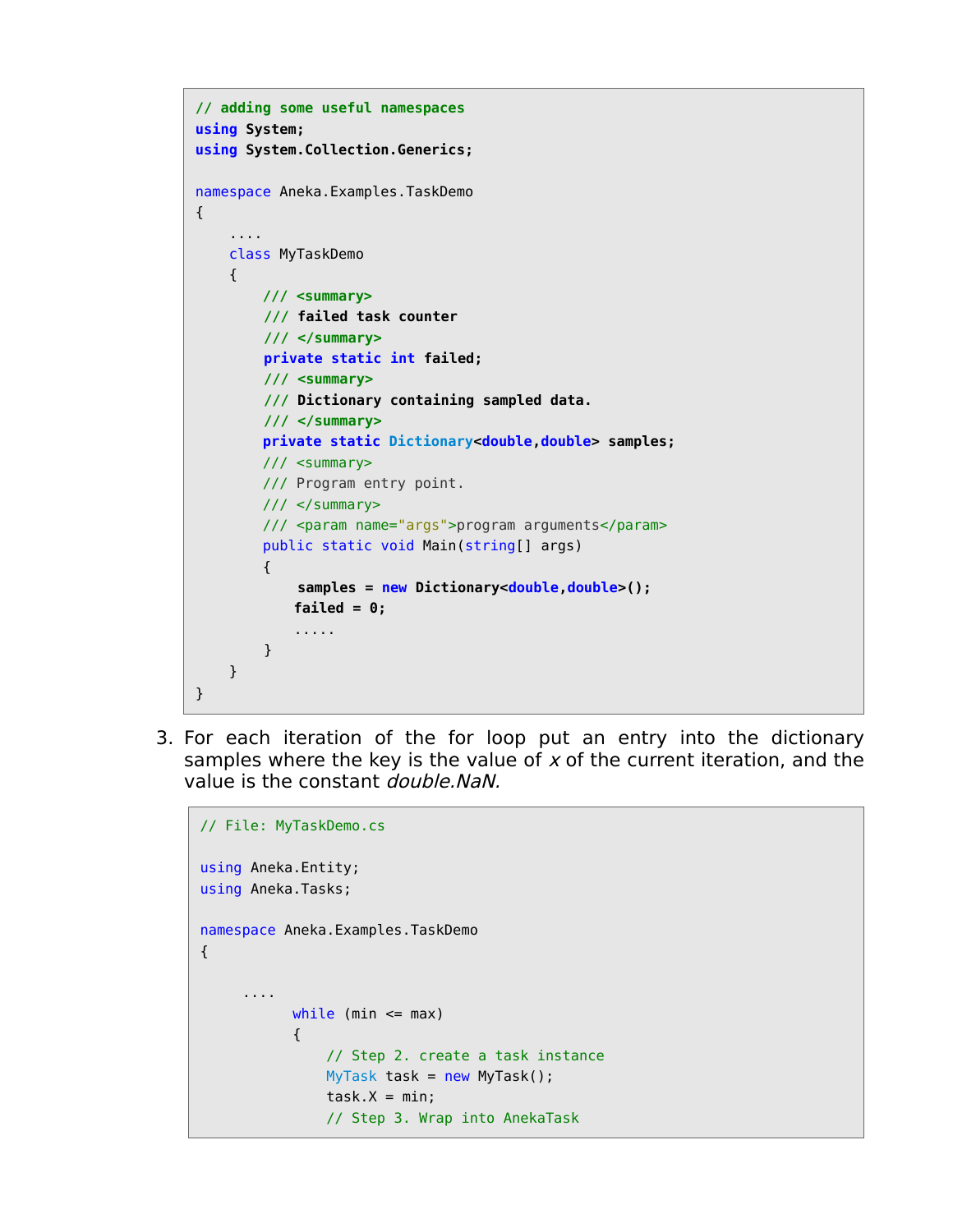```
// adding some useful namespaces
using System;
using System.Collection.Generics;

namespace Aneka.Examples.TaskDemo
{
    ....
    class MyTaskDemo
    {
        /// <summary>
        /// failed task counter
        /// </summary>
        private static int failed;
        /// <summary>
        /// Dictionary containing sampled data.
        /// </summary>
        private static Dictionary<double,double> samples;
        /// <summary>
        /// Program entry point.
        /// </summary>
        /// <param name="args">program arguments</param>
        public static void Main(string[] args)
        {
            samples = new Dictionary<double,double>();
            failed = 0;
            .....
        }
    }
}
```

3. For each iteration of the for loop put an entry into the dictionary samples where the key is the value of *x* of the current iteration, and the value is the constant *double.NaN.*

```
// File: MyTaskDemo.cs

using Aneka.Entity;
using Aneka.Tasks;

namespace Aneka.Examples.TaskDemo
{

    ....
         while (min <= max)
         {
             // Step 2. create a task instance
             MyTask task = new MyTask();
             task.X = min;
             // Step 3. Wrap into AnekaTask
```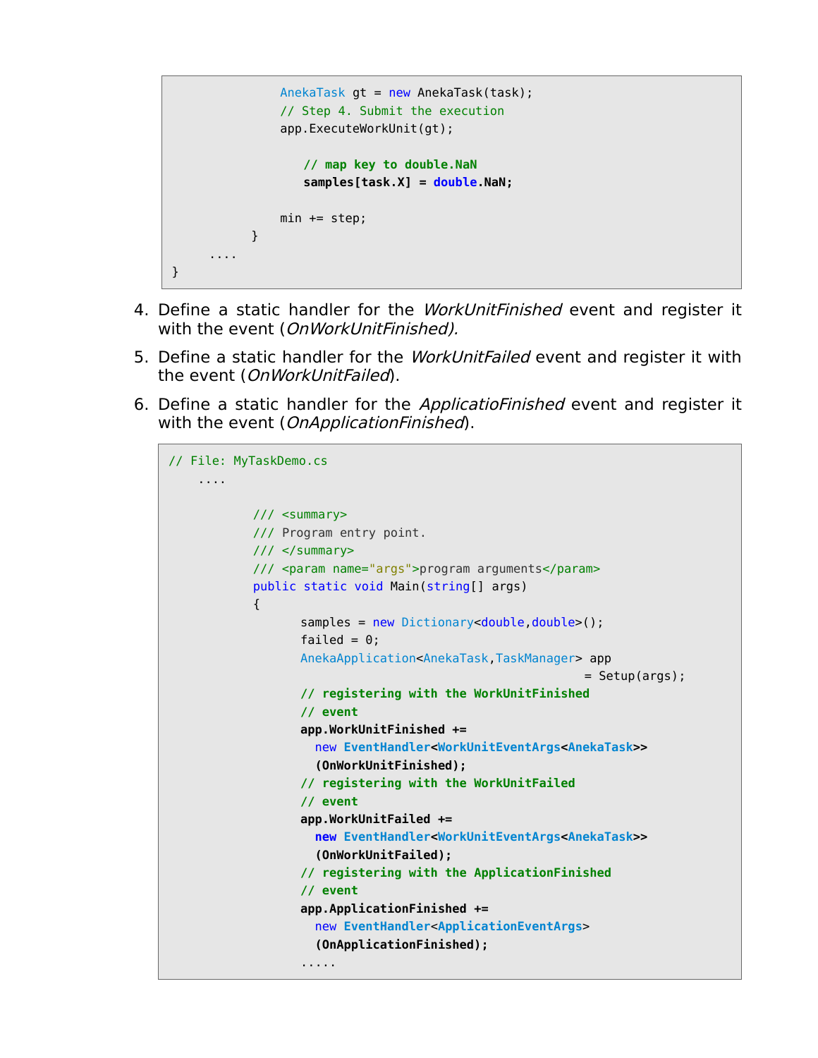```
                AnekaTask gt = new AnekaTask(task);
                // Step 4. Submit the execution
                app.ExecuteWorkUnit(gt);

                    // map key to double.NaN
                    samples[task.X] = double.NaN;

                min += step;
            }
     ....
}
```

4. Define a static handler for the *WorkUnitFinished* event and register it with the event (*OnWorkUnitFinished).*
5. Define a static handler for the *WorkUnitFailed* event and register it with the event (*OnWorkUnitFailed*).
6. Define a static handler for the *ApplicatioFinished* event and register it with the event (*OnApplicationFinished*).

```
// File: MyTaskDemo.cs
    ....

        /// <summary>
        /// Program entry point.
        /// </summary>
        /// <param name="args">program arguments</param>
        public static void Main(string[] args)
        {
                samples = new Dictionary<double,double>();
                failed = 0;
                AnekaApplication<AnekaTask,TaskManager> app
                                                        = Setup(args);
                // registering with the WorkUnitFinished
                // event
                app.WorkUnitFinished +=
                  new EventHandler<WorkUnitEventArgs<AnekaTask>>
                  (OnWorkUnitFinished);
                // registering with the WorkUnitFailed
                // event
                app.WorkUnitFailed +=
                  new EventHandler<WorkUnitEventArgs<AnekaTask>>
                  (OnWorkUnitFailed);
                // registering with the ApplicationFinished
                // event
                app.ApplicationFinished +=
                  new EventHandler<ApplicationEventArgs>
                  (OnApplicationFinished);
                .....
```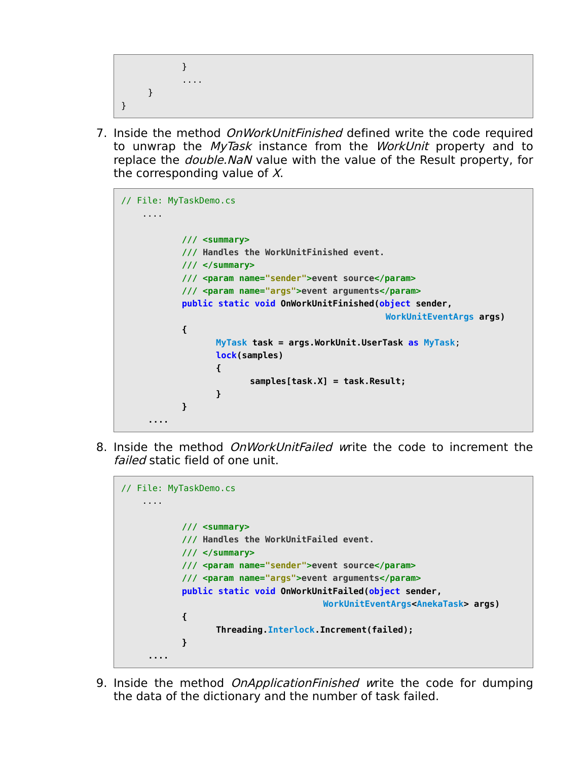```
            }
            ....
        }
}
```

7. Inside the method *OnWorkUnitFinished* defined write the code required to unwrap the *MyTask* instance from the *WorkUnit* property and to replace the *double.NaN* value with the value of the Result property, for the corresponding value of *X*.

```
// File: MyTaskDemo.cs
    ....

            /// <summary>
            /// Handles the WorkUnitFinished event.
            /// </summary>
            /// <param name="sender">event source</param>
            /// <param name="args">event arguments</param>
            public static void OnWorkUnitFinished(object sender,
                                                  WorkUnitEventArgs args)
            {
                  MyTask task = args.WorkUnit.UserTask as MyTask;
                  lock(samples)
                  {
                        samples[task.X] = task.Result;
                  }
            }
     ....
```

8. Inside the method *OnWorkUnitFailed* write the code to increment the *failed* static field of one unit.

```
// File: MyTaskDemo.cs
    ....

            /// <summary>
            /// Handles the WorkUnitFailed event.
            /// </summary>
            /// <param name="sender">event source</param>
            /// <param name="args">event arguments</param>
            public static void OnWorkUnitFailed(object sender,
                                    WorkUnitEventArgs<AnekaTask> args)
            {
                  Threading.Interlock.Increment(failed);
            }
     ....
```

9. Inside the method *OnApplicationFinished* write the code for dumping the data of the dictionary and the number of task failed.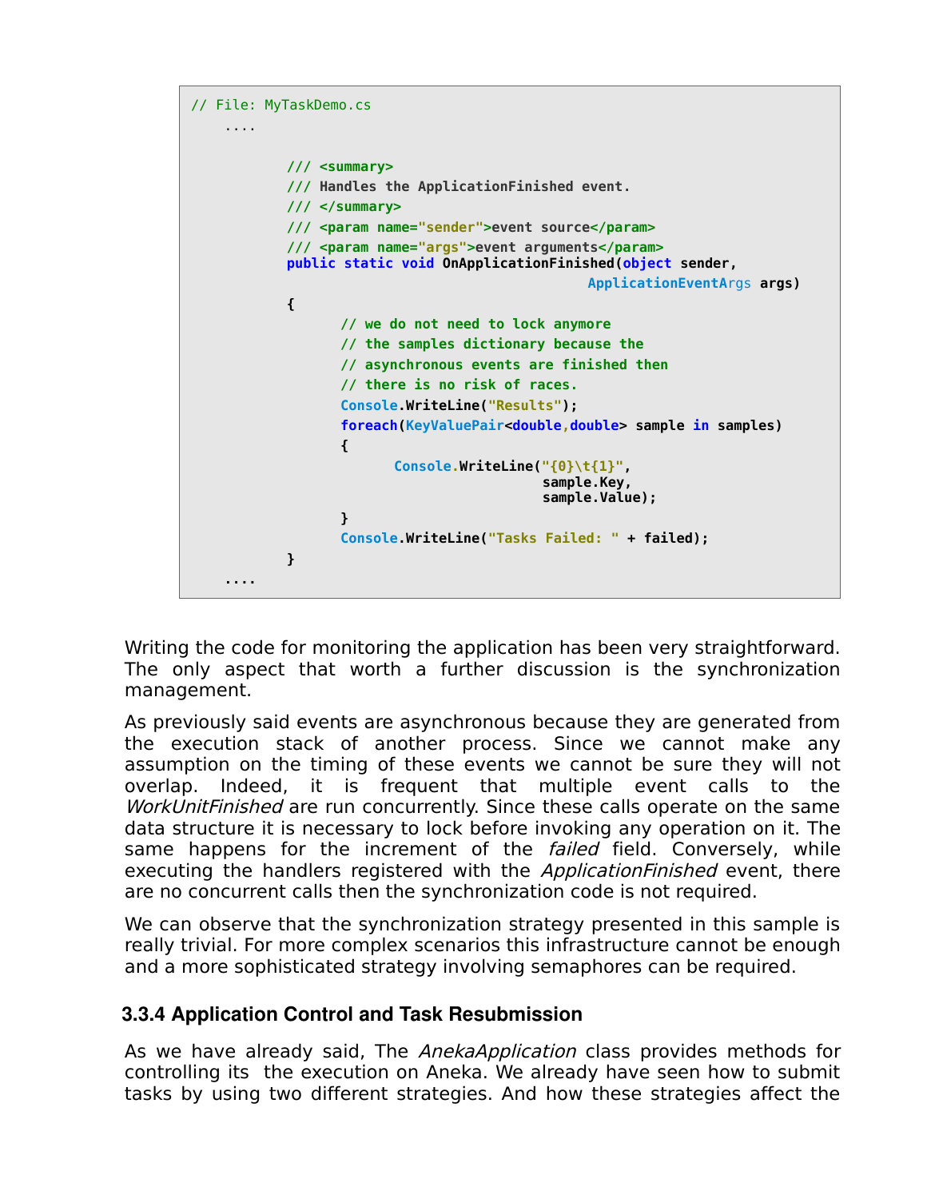```
// File: MyTaskDemo.cs
    ....

          /// <summary>
          /// Handles the ApplicationFinished event.
          /// </summary>
          /// <param name="sender">event source</param>
          /// <param name="args">event arguments</param>
          public static void OnApplicationFinished(object sender,
                                                   ApplicationEventArgs args)
          {
                 // we do not need to lock anymore
                 // the samples dictionary because the
                 // asynchronous events are finished then
                 // there is no risk of races.
                 Console.WriteLine("Results");
                 foreach(KeyValuePair<double,double> sample in samples)
                 {
                        Console.WriteLine("{0}\t{1}",
                                          sample.Key,
                                          sample.Value);
                 }
                 Console.WriteLine("Tasks Failed: " + failed);
          }
    ....
```

Writing the code for monitoring the application has been very straightforward. The only aspect that worth a further discussion is the synchronization management.

As previously said events are asynchronous because they are generated from the execution stack of another process. Since we cannot make any assumption on the timing of these events we cannot be sure they will not overlap. Indeed, it is frequent that multiple event calls to the *WorkUnitFinished* are run concurrently. Since these calls operate on the same data structure it is necessary to lock before invoking any operation on it. The same happens for the increment of the *failed* field. Conversely, while executing the handlers registered with the *ApplicationFinished* event, there are no concurrent calls then the synchronization code is not required.

We can observe that the synchronization strategy presented in this sample is really trivial. For more complex scenarios this infrastructure cannot be enough and a more sophisticated strategy involving semaphores can be required.

### 3.3.4 Application Control and Task Resubmission

As we have already said, The *AnekaApplication* class provides methods for controlling its the execution on Aneka. We already have seen how to submit tasks by using two different strategies. And how these strategies affect the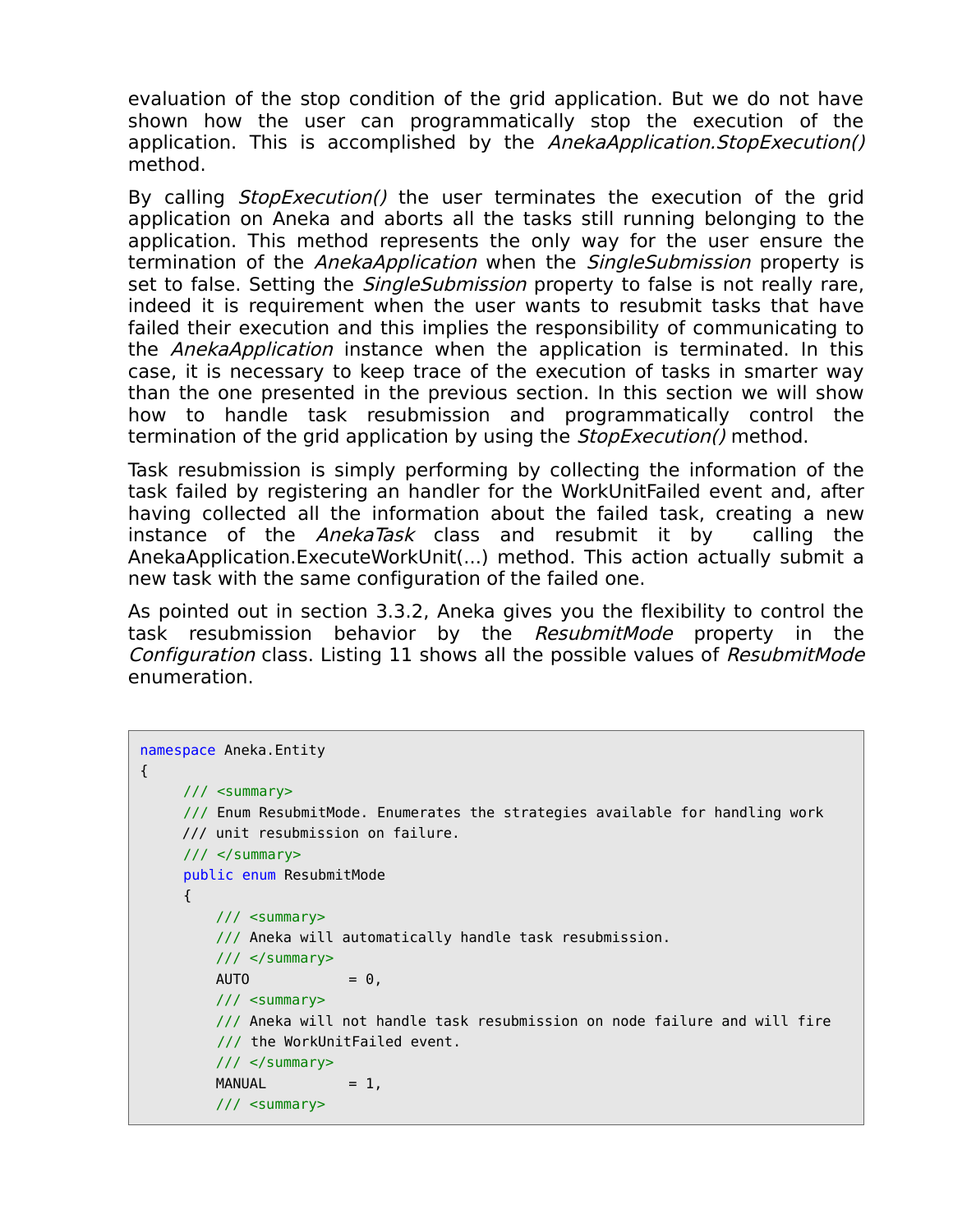evaluation of the stop condition of the grid application. But we do not have shown how the user can programmatically stop the execution of the application. This is accomplished by the *AnekaApplication.StopExecution()* method.

By calling *StopExecution()* the user terminates the execution of the grid application on Aneka and aborts all the tasks still running belonging to the application. This method represents the only way for the user ensure the termination of the *AnekaApplication* when the *SingleSubmission* property is set to false. Setting the *SingleSubmission* property to false is not really rare, indeed it is requirement when the user wants to resubmit tasks that have failed their execution and this implies the responsibility of communicating to the *AnekaApplication* instance when the application is terminated. In this case, it is necessary to keep trace of the execution of tasks in smarter way than the one presented in the previous section. In this section we will show how to handle task resubmission and programmatically control the termination of the grid application by using the *StopExecution()* method.

Task resubmission is simply performing by collecting the information of the task failed by registering an handler for the WorkUnitFailed event and, after having collected all the information about the failed task, creating a new instance of the *AnekaTask* class and resubmit it by calling the AnekaApplication.ExecuteWorkUnit(...) method. This action actually submit a new task with the same configuration of the failed one.

As pointed out in section 3.3.2, Aneka gives you the flexibility to control the task resubmission behavior by the *ResubmitMode* property in the *Configuration* class. Listing 11 shows all the possible values of *ResubmitMode* enumeration.

```
namespace Aneka.Entity
{
     /// <summary>
     /// Enum ResubmitMode. Enumerates the strategies available for handling work
     /// unit resubmission on failure.
     /// </summary>
     public enum ResubmitMode
     {
         /// <summary>
         /// Aneka will automatically handle task resubmission.
         /// </summary>
         AUTO          = 0,
         /// <summary>
         /// Aneka will not handle task resubmission on node failure and will fire
         /// the WorkUnitFailed event.
         /// </summary>
         MANUAL        = 1,
         /// <summary>
```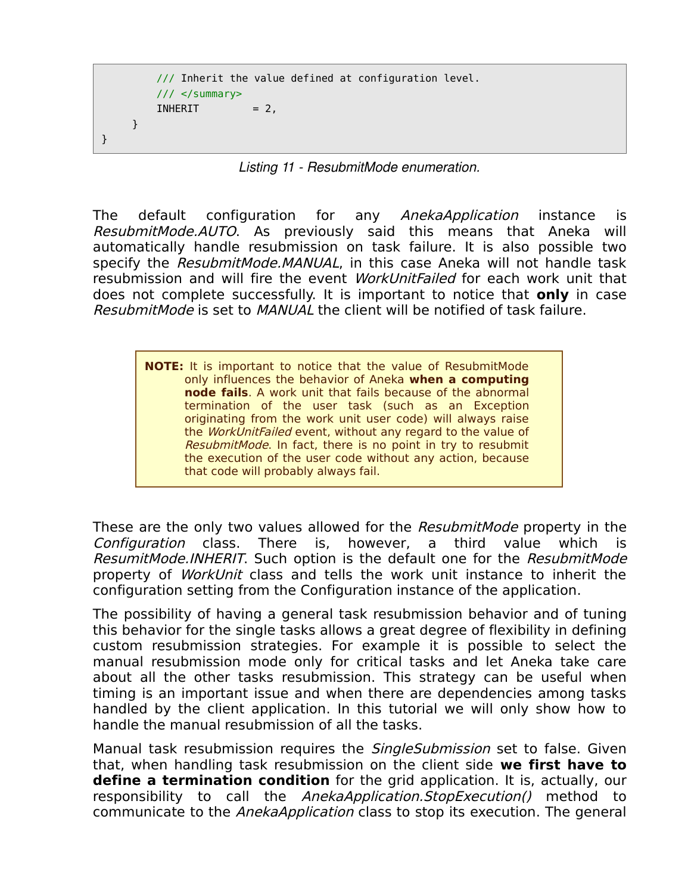```
        /// Inherit the value defined at configuration level.
        /// </summary>
        INHERIT         = 2,
    }
}
```

*Listing 11 - ResubmitMode enumeration.*

The default configuration for any *AnekaApplication* instance is *ResubmitMode.AUTO*. As previously said this means that Aneka will automatically handle resubmission on task failure. It is also possible two specify the *ResubmitMode.MANUAL*, in this case Aneka will not handle task resubmission and will fire the event *WorkUnitFailed* for each work unit that does not complete successfully. It is important to notice that **only** in case *ResubmitMode* is set to *MANUAL* the client will be notified of task failure.

> **NOTE:** It is important to notice that the value of ResubmitMode only influences the behavior of Aneka **when a computing node fails**. A work unit that fails because of the abnormal termination of the user task (such as an Exception originating from the work unit user code) will always raise the *WorkUnitFailed* event, without any regard to the value of *ResubmitMode*. In fact, there is no point in try to resubmit the execution of the user code without any action, because that code will probably always fail.

These are the only two values allowed for the *ResubmitMode* property in the *Configuration* class. There is, however, a third value which is *ResumitMode.INHERIT*. Such option is the default one for the *ResubmitMode* property of *WorkUnit* class and tells the work unit instance to inherit the configuration setting from the Configuration instance of the application.

The possibility of having a general task resubmission behavior and of tuning this behavior for the single tasks allows a great degree of flexibility in defining custom resubmission strategies. For example it is possible to select the manual resubmission mode only for critical tasks and let Aneka take care about all the other tasks resubmission. This strategy can be useful when timing is an important issue and when there are dependencies among tasks handled by the client application. In this tutorial we will only show how to handle the manual resubmission of all the tasks.

Manual task resubmission requires the *SingleSubmission* set to false. Given that, when handling task resubmission on the client side **we first have to define a termination condition** for the grid application. It is, actually, our responsibility to call the *AnekaApplication.StopExecution()* method to communicate to the *AnekaApplication* class to stop its execution. The general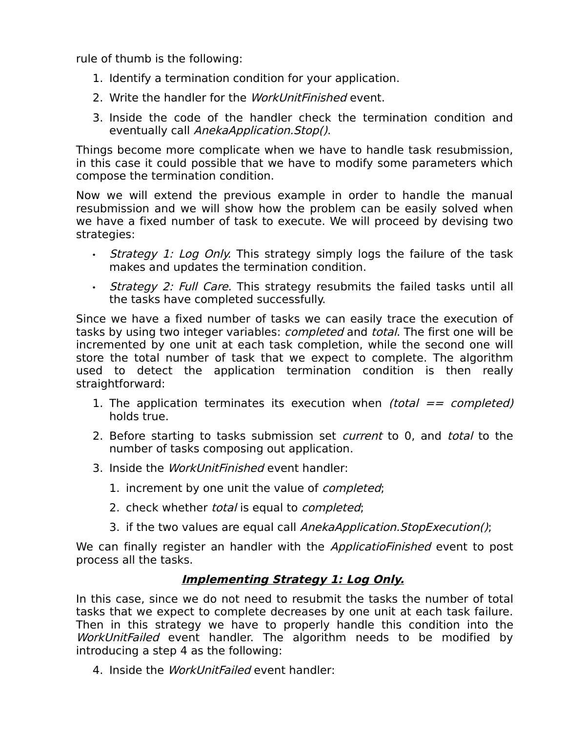rule of thumb is the following:

1. Identify a termination condition for your application.
2. Write the handler for the *WorkUnitFinished* event.
3. Inside the code of the handler check the termination condition and eventually call *AnekaApplication.Stop()*.

Things become more complicate when we have to handle task resubmission, in this case it could possible that we have to modify some parameters which compose the termination condition.

Now we will extend the previous example in order to handle the manual resubmission and we will show how the problem can be easily solved when we have a fixed number of task to execute. We will proceed by devising two strategies:

- *Strategy 1: Log Only.* This strategy simply logs the failure of the task makes and updates the termination condition.
- *Strategy 2: Full Care.* This strategy resubmits the failed tasks until all the tasks have completed successfully.

Since we have a fixed number of tasks we can easily trace the execution of tasks by using two integer variables: *completed* and *total*. The first one will be incremented by one unit at each task completion, while the second one will store the total number of task that we expect to complete. The algorithm used to detect the application termination condition is then really straightforward:

1. The application terminates its execution when *(total == completed)* holds true.
2. Before starting to tasks submission set *current* to 0, and *total* to the number of tasks composing out application.
3. Inside the *WorkUnitFinished* event handler:
    1. increment by one unit the value of *completed*;
    2. check whether *total* is equal to *completed*;
    3. if the two values are equal call *AnekaApplication.StopExecution()*;

We can finally register an handler with the *ApplicatioFinished* event to post process all the tasks.

***Implementing Strategy 1: Log Only.***

In this case, since we do not need to resubmit the tasks the number of total tasks that we expect to complete decreases by one unit at each task failure. Then in this strategy we have to properly handle this condition into the *WorkUnitFailed* event handler. The algorithm needs to be modified by introducing a step 4 as the following:

4. Inside the *WorkUnitFailed* event handler: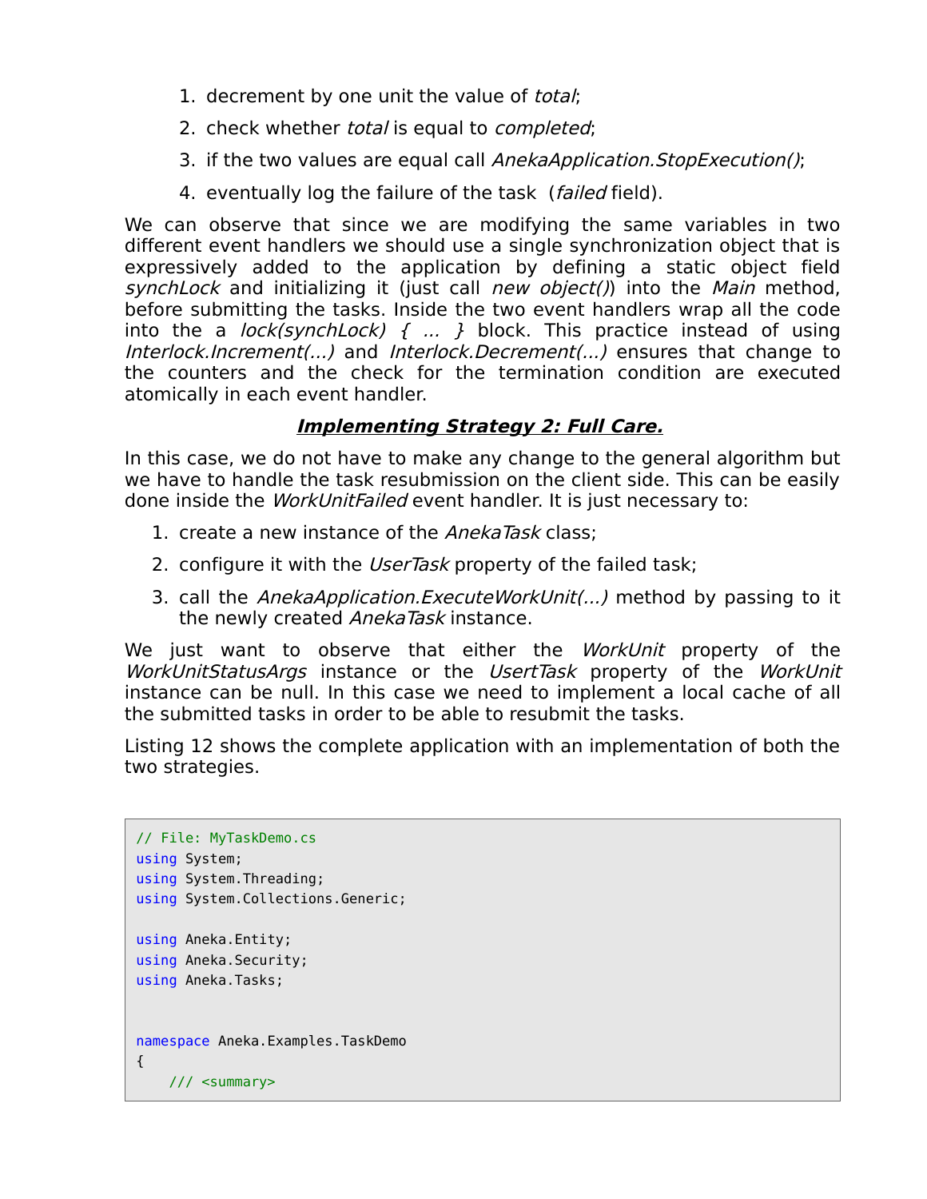1. decrement by one unit the value of *total*;
2. check whether *total* is equal to *completed*;
3. if the two values are equal call *AnekaApplication.StopExecution()*;
4. eventually log the failure of the task (*failed* field).

We can observe that since we are modifying the same variables in two different event handlers we should use a single synchronization object that is expressively added to the application by defining a static object field *synchLock* and initializing it (just call *new object()*) into the *Main* method, before submitting the tasks. Inside the two event handlers wrap all the code into the a *lock(synchLock) { ... }* block. This practice instead of using *Interlock.Increment(...)* and *Interlock.Decrement(...)* ensures that change to the counters and the check for the termination condition are executed atomically in each event handler.

***Implementing Strategy 2: Full Care.***

In this case, we do not have to make any change to the general algorithm but we have to handle the task resubmission on the client side. This can be easily done inside the *WorkUnitFailed* event handler. It is just necessary to:

1. create a new instance of the *AnekaTask* class;
2. configure it with the *UserTask* property of the failed task;
3. call the *AnekaApplication.ExecuteWorkUnit(...)* method by passing to it the newly created *AnekaTask* instance.

We just want to observe that either the *WorkUnit* property of the *WorkUnitStatusArgs* instance or the *UsertTask* property of the *WorkUnit* instance can be null. In this case we need to implement a local cache of all the submitted tasks in order to be able to resubmit the tasks.

Listing 12 shows the complete application with an implementation of both the two strategies.

```
// File: MyTaskDemo.cs
using System;
using System.Threading;
using System.Collections.Generic;

using Aneka.Entity;
using Aneka.Security;
using Aneka.Tasks;


namespace Aneka.Examples.TaskDemo
{
    /// <summary>
```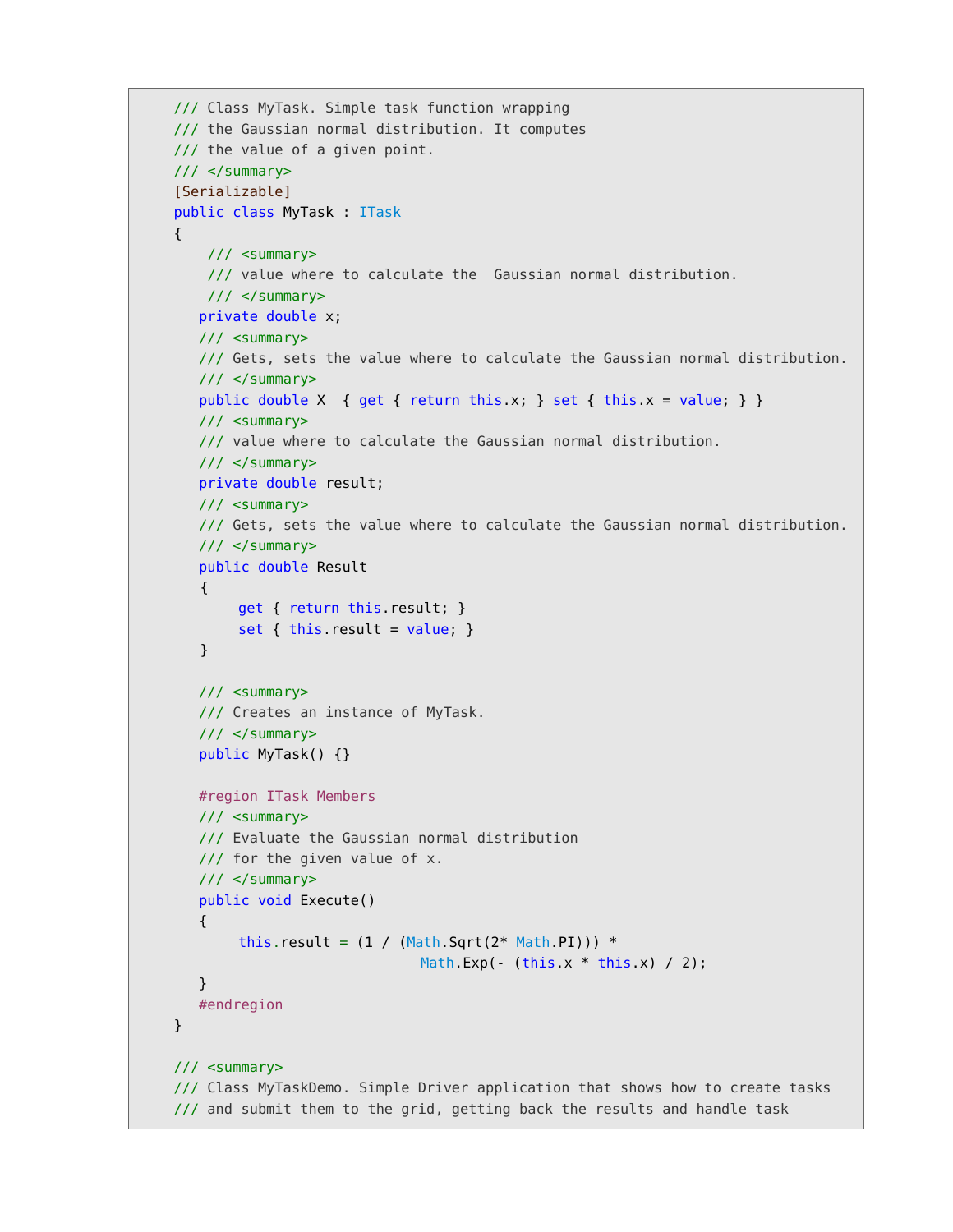```
/// Class MyTask. Simple task function wrapping
/// the Gaussian normal distribution. It computes
/// the value of a given point.
/// </summary>
[Serializable]
public class MyTask : ITask
{
     /// <summary>
     /// value where to calculate the  Gaussian normal distribution.
     /// </summary>
    private double x;
    /// <summary>
    /// Gets, sets the value where to calculate the Gaussian normal distribution.
    /// </summary>
    public double X  { get { return this.x; } set { this.x = value; } }
    /// <summary>
    /// value where to calculate the Gaussian normal distribution.
    /// </summary>
    private double result;
    /// <summary>
    /// Gets, sets the value where to calculate the Gaussian normal distribution.
    /// </summary>
    public double Result
    {
         get { return this.result; }
         set { this.result = value; }
    }

    /// <summary>
    /// Creates an instance of MyTask.
    /// </summary>
    public MyTask() {}

    #region ITask Members
    /// <summary>
    /// Evaluate the Gaussian normal distribution
    /// for the given value of x.
    /// </summary>
    public void Execute()
    {
         this.result = (1 / (Math.Sqrt(2* Math.PI))) *
                              Math.Exp(- (this.x * this.x) / 2);
    }
    #endregion
}

/// <summary>
/// Class MyTaskDemo. Simple Driver application that shows how to create tasks
/// and submit them to the grid, getting back the results and handle task
```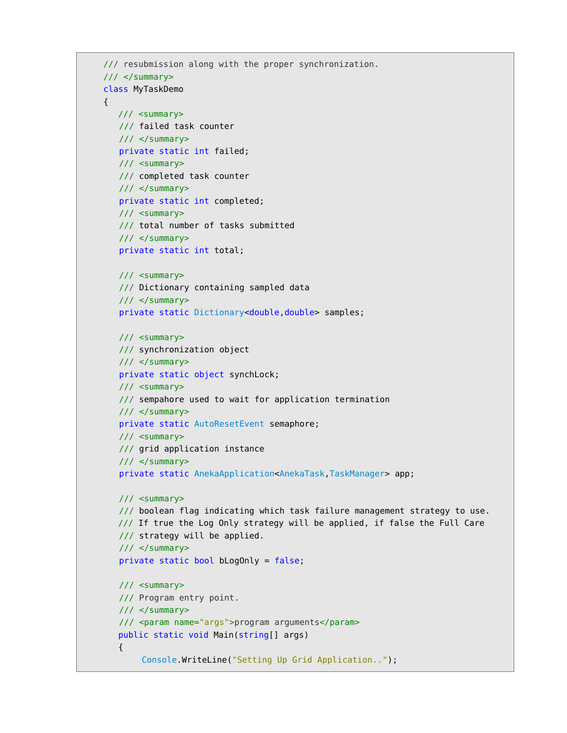```
    /// resubmission along with the proper synchronization.
    /// </summary>
    class MyTaskDemo
    {
       /// <summary>
       /// failed task counter
       /// </summary>
       private static int failed;
       /// <summary>
       /// completed task counter
       /// </summary>
       private static int completed;
       /// <summary>
       /// total number of tasks submitted
       /// </summary>
       private static int total;

       /// <summary>
       /// Dictionary containing sampled data
       /// </summary>
       private static Dictionary<double,double> samples;

       /// <summary>
       /// synchronization object
       /// </summary>
       private static object synchLock;
       /// <summary>
       /// sempahore used to wait for application termination
       /// </summary>
       private static AutoResetEvent semaphore;
       /// <summary>
       /// grid application instance
       /// </summary>
       private static AnekaApplication<AnekaTask,TaskManager> app;

       /// <summary>
       /// boolean flag indicating which task failure management strategy to use.
       /// If true the Log Only strategy will be applied, if false the Full Care
       /// strategy will be applied.
       /// </summary>
       private static bool bLogOnly = false;

       /// <summary>
       /// Program entry point.
       /// </summary>
       /// <param name="args">program arguments</param>
       public static void Main(string[] args)
       {
            Console.WriteLine("Setting Up Grid Application..");
```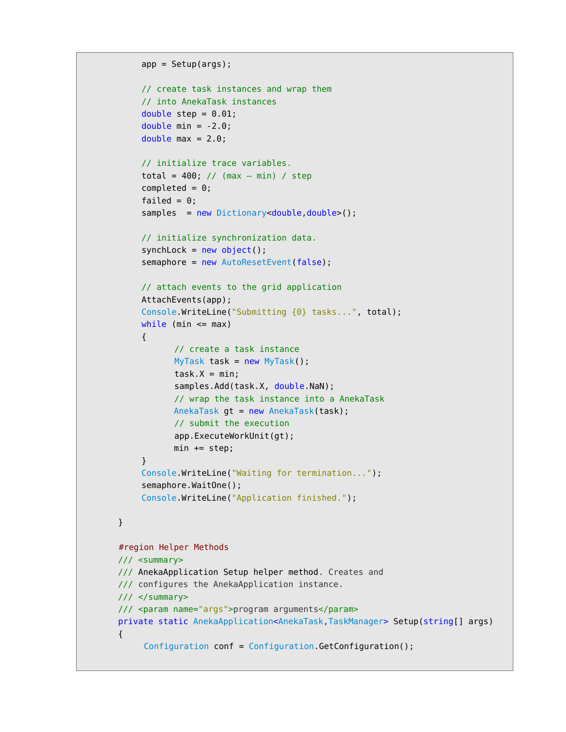```
            app = Setup(args);

            // create task instances and wrap them
            // into AnekaTask instances
            double step = 0.01;
            double min = -2.0;
            double max = 2.0;

            // initialize trace variables.
            total = 400; // (max – min) / step
            completed = 0;
            failed = 0;
            samples  = new Dictionary<double,double>();

            // initialize synchronization data.
            synchLock = new object();
            semaphore = new AutoResetEvent(false);

            // attach events to the grid application
            AttachEvents(app);
            Console.WriteLine("Submitting {0} tasks...", total);
            while (min <= max)
            {
                  // create a task instance
                  MyTask task = new MyTask();
                  task.X = min;
                  samples.Add(task.X, double.NaN);
                  // wrap the task instance into a AnekaTask
                  AnekaTask gt = new AnekaTask(task);
                  // submit the execution
                  app.ExecuteWorkUnit(gt);
                  min += step;
            }
            Console.WriteLine("Waiting for termination...");
            semaphore.WaitOne();
            Console.WriteLine("Application finished.");

      }

      #region Helper Methods
      /// <summary>
      /// AnekaApplication Setup helper method. Creates and
      /// configures the AnekaApplication instance.
      /// </summary>
      /// <param name="args">program arguments</param>
      private static AnekaApplication<AnekaTask,TaskManager> Setup(string[] args)
      {
           Configuration conf = Configuration.GetConfiguration();
```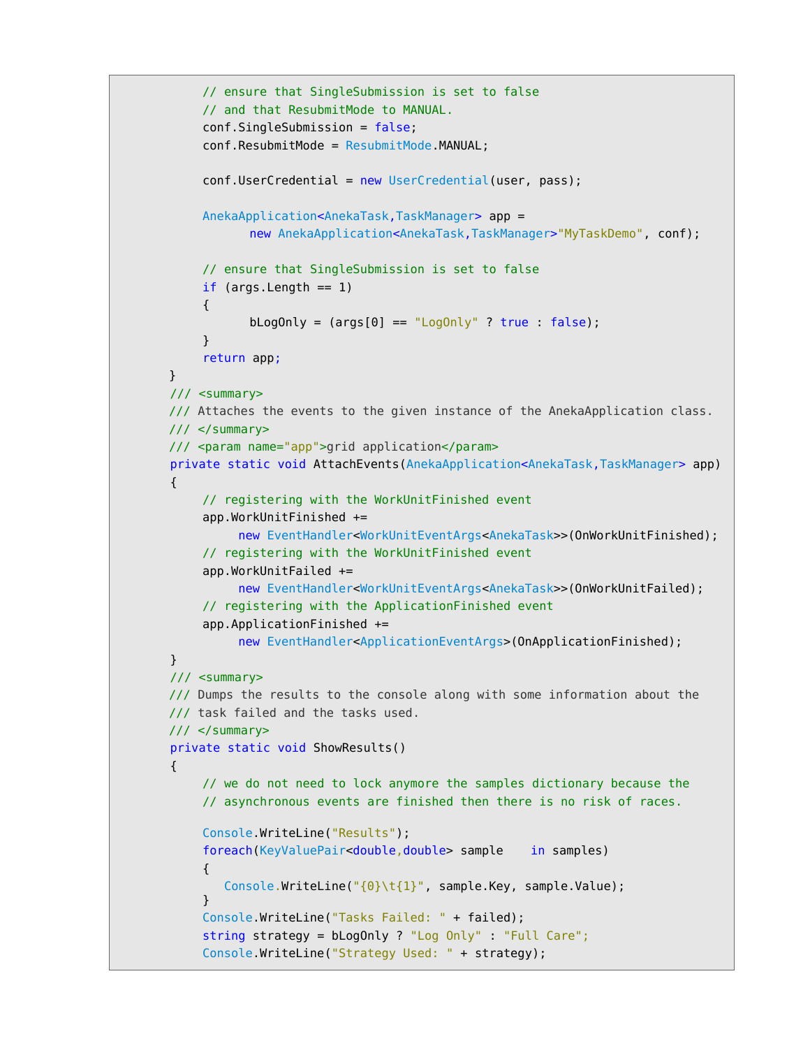```
            // ensure that SingleSubmission is set to false
            // and that ResubmitMode to MANUAL.
            conf.SingleSubmission = false;
            conf.ResubmitMode = ResubmitMode.MANUAL;

            conf.UserCredential = new UserCredential(user, pass);

            AnekaApplication<AnekaTask,TaskManager> app =
                  new AnekaApplication<AnekaTask,TaskManager>"MyTaskDemo", conf);

            // ensure that SingleSubmission is set to false
            if (args.Length == 1)
            {
                  bLogOnly = (args[0] == "LogOnly" ? true : false);
            }
            return app;
      }
      /// <summary>
      /// Attaches the events to the given instance of the AnekaApplication class.
      /// </summary>
      /// <param name="app">grid application</param>
      private static void AttachEvents(AnekaApplication<AnekaTask,TaskManager> app)
      {
            // registering with the WorkUnitFinished event
            app.WorkUnitFinished +=
                 new EventHandler<WorkUnitEventArgs<AnekaTask>>(OnWorkUnitFinished);
            // registering with the WorkUnitFinished event
            app.WorkUnitFailed +=
                 new EventHandler<WorkUnitEventArgs<AnekaTask>>(OnWorkUnitFailed);
            // registering with the ApplicationFinished event
            app.ApplicationFinished +=
                 new EventHandler<ApplicationEventArgs>(OnApplicationFinished);
      }
      /// <summary>
      /// Dumps the results to the console along with some information about the
      /// task failed and the tasks used.
      /// </summary>
      private static void ShowResults()
      {
            // we do not need to lock anymore the samples dictionary because the
            // asynchronous events are finished then there is no risk of races.

            Console.WriteLine("Results");
            foreach(KeyValuePair<double,double> sample    in samples)
            {
               Console.WriteLine("{0}\t{1}", sample.Key, sample.Value);
            }
            Console.WriteLine("Tasks Failed: " + failed);
            string strategy = bLogOnly ? "Log Only" : "Full Care";
            Console.WriteLine("Strategy Used: " + strategy);
```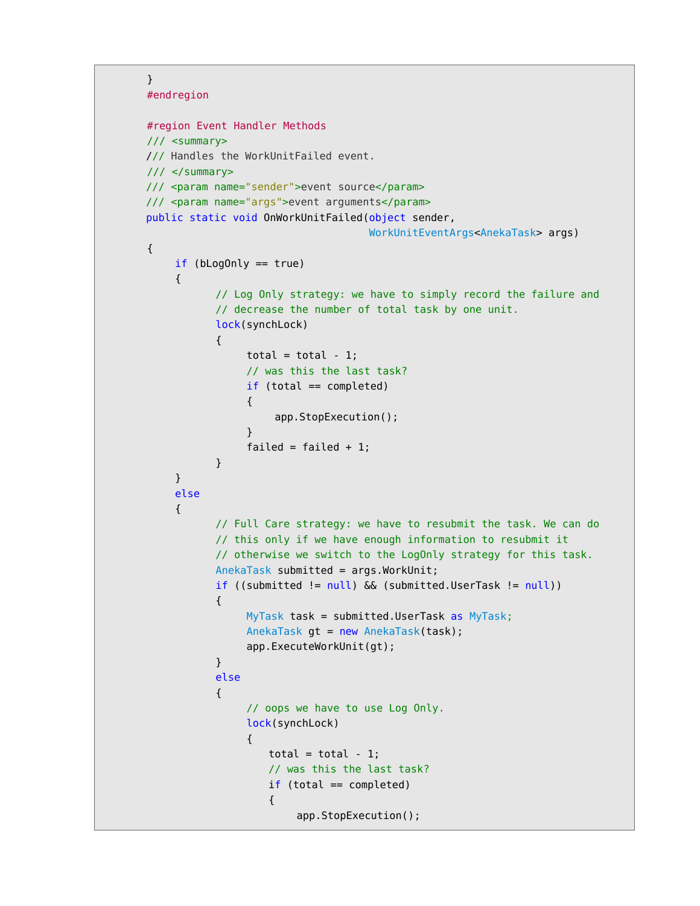```
        }
        #endregion

        #region Event Handler Methods
        /// <summary>
        /// Handles the WorkUnitFailed event.
        /// </summary>
        /// <param name="sender">event source</param>
        /// <param name="args">event arguments</param>
        public static void OnWorkUnitFailed(object sender,
                                            WorkUnitEventArgs<AnekaTask> args)
        {
             if (bLogOnly == true)
             {
                   // Log Only strategy: we have to simply record the failure and
                   // decrease the number of total task by one unit.
                   lock(synchLock)
                   {
                        total = total - 1;
                        // was this the last task?
                        if (total == completed)
                        {
                             app.StopExecution();
                        }
                        failed = failed + 1;
                   }
             }
             else
             {
                   // Full Care strategy: we have to resubmit the task. We can do
                   // this only if we have enough information to resubmit it
                   // otherwise we switch to the LogOnly strategy for this task.
                   AnekaTask submitted = args.WorkUnit;
                   if ((submitted != null) && (submitted.UserTask != null))
                   {
                        MyTask task = submitted.UserTask as MyTask;
                        AnekaTask gt = new AnekaTask(task);
                        app.ExecuteWorkUnit(gt);
                   }
                   else
                   {
                        // oops we have to use Log Only.
                        lock(synchLock)
                        {
                            total = total - 1;
                            // was this the last task?
                            if (total == completed)
                            {
                                 app.StopExecution();
```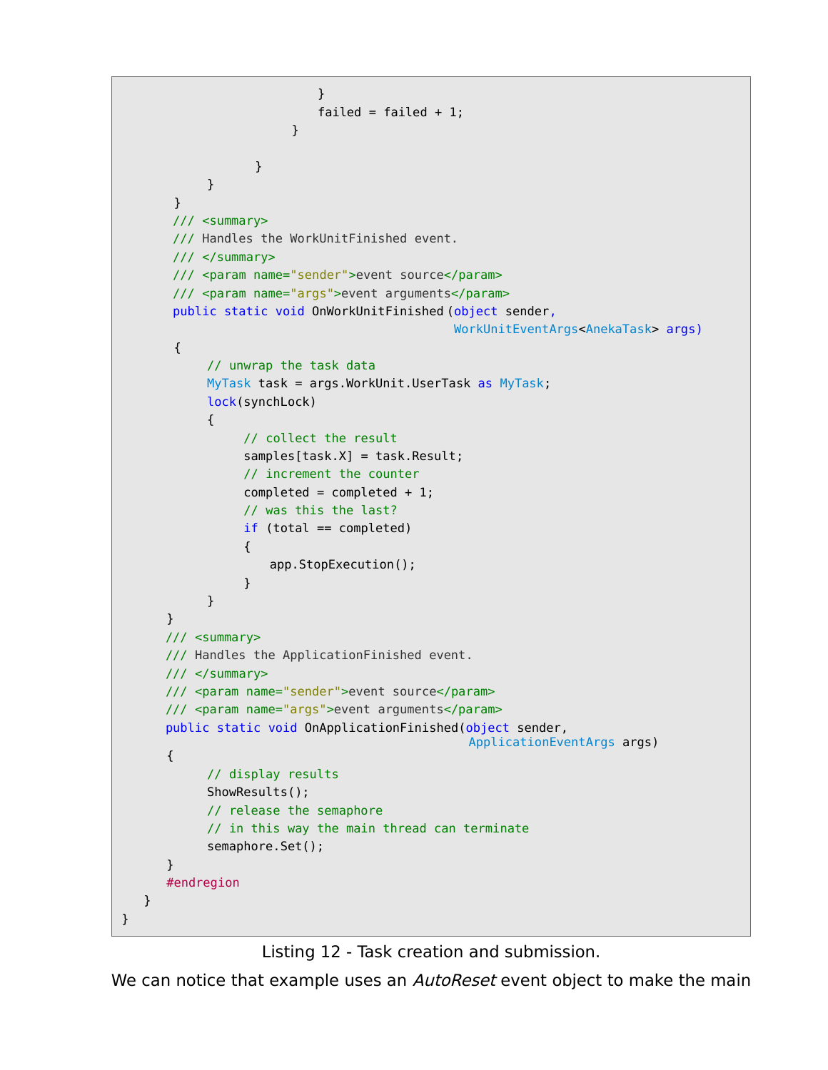```
                        }
                        failed = failed + 1;
                    }

                }
            }
        }
        /// <summary>
        /// Handles the WorkUnitFinished event.
        /// </summary>
        /// <param name="sender">event source</param>
        /// <param name="args">event arguments</param>
        public static void OnWorkUnitFinished (object sender,
                                        WorkUnitEventArgs<AnekaTask> args)
        {
            // unwrap the task data
            MyTask task = args.WorkUnit.UserTask as MyTask;
            lock(synchLock)
            {
                // collect the result
                samples[task.X] = task.Result;
                // increment the counter
                completed = completed + 1;
                // was this the last?
                if (total == completed)
                {
                   app.StopExecution();
                }
            }
        }
        /// <summary>
        /// Handles the ApplicationFinished event.
        /// </summary>
        /// <param name="sender">event source</param>
        /// <param name="args">event arguments</param>
        public static void OnApplicationFinished(object sender,
                                          ApplicationEventArgs args)
        {
            // display results
            ShowResults();
            // release the semaphore
            // in this way the main thread can terminate
            semaphore.Set();
        }
        #endregion
    }
}
```

Listing 12 - Task creation and submission.

We can notice that example uses an *AutoReset* event object to make the main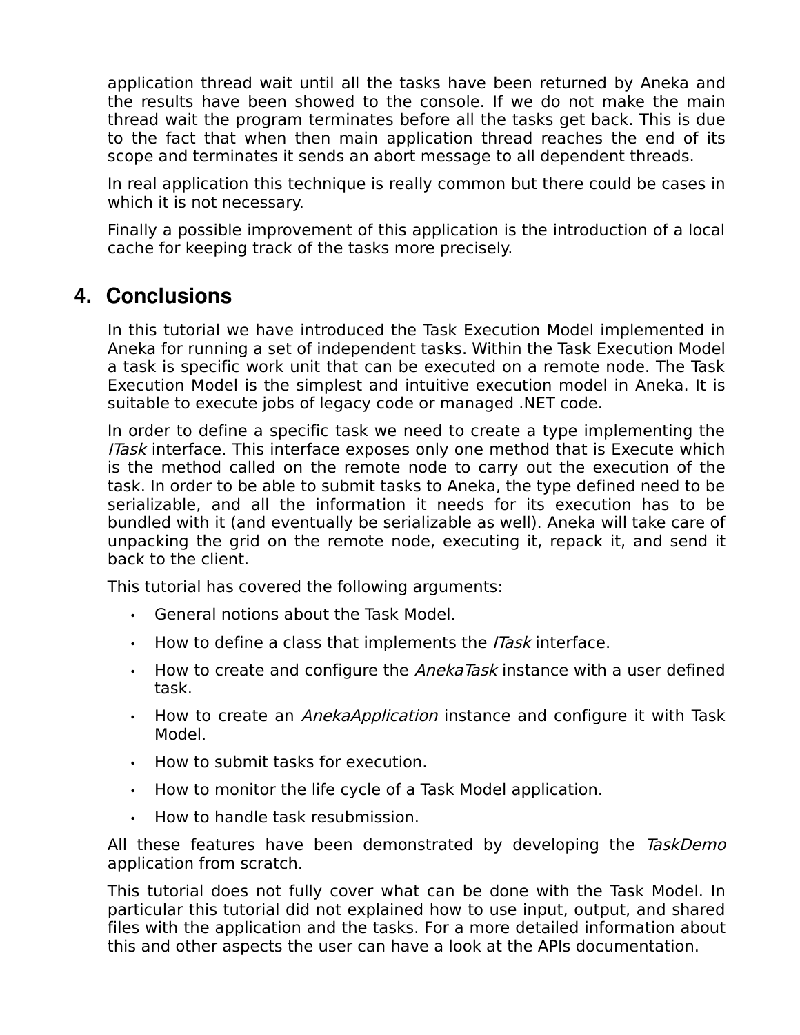application thread wait until all the tasks have been returned by Aneka and the results have been showed to the console. If we do not make the main thread wait the program terminates before all the tasks get back. This is due to the fact that when then main application thread reaches the end of its scope and terminates it sends an abort message to all dependent threads.

In real application this technique is really common but there could be cases in which it is not necessary.

Finally a possible improvement of this application is the introduction of a local cache for keeping track of the tasks more precisely.

## 4. Conclusions

In this tutorial we have introduced the Task Execution Model implemented in Aneka for running a set of independent tasks. Within the Task Execution Model a task is specific work unit that can be executed on a remote node. The Task Execution Model is the simplest and intuitive execution model in Aneka. It is suitable to execute jobs of legacy code or managed .NET code.

In order to define a specific task we need to create a type implementing the *ITask* interface. This interface exposes only one method that is Execute which is the method called on the remote node to carry out the execution of the task. In order to be able to submit tasks to Aneka, the type defined need to be serializable, and all the information it needs for its execution has to be bundled with it (and eventually be serializable as well). Aneka will take care of unpacking the grid on the remote node, executing it, repack it, and send it back to the client.

This tutorial has covered the following arguments:

- General notions about the Task Model.
- How to define a class that implements the *ITask* interface.
- How to create and configure the *AnekaTask* instance with a user defined task.
- How to create an *AnekaApplication* instance and configure it with Task Model.
- How to submit tasks for execution.
- How to monitor the life cycle of a Task Model application.
- How to handle task resubmission.

All these features have been demonstrated by developing the *TaskDemo* application from scratch.

This tutorial does not fully cover what can be done with the Task Model. In particular this tutorial did not explained how to use input, output, and shared files with the application and the tasks. For a more detailed information about this and other aspects the user can have a look at the APIs documentation.